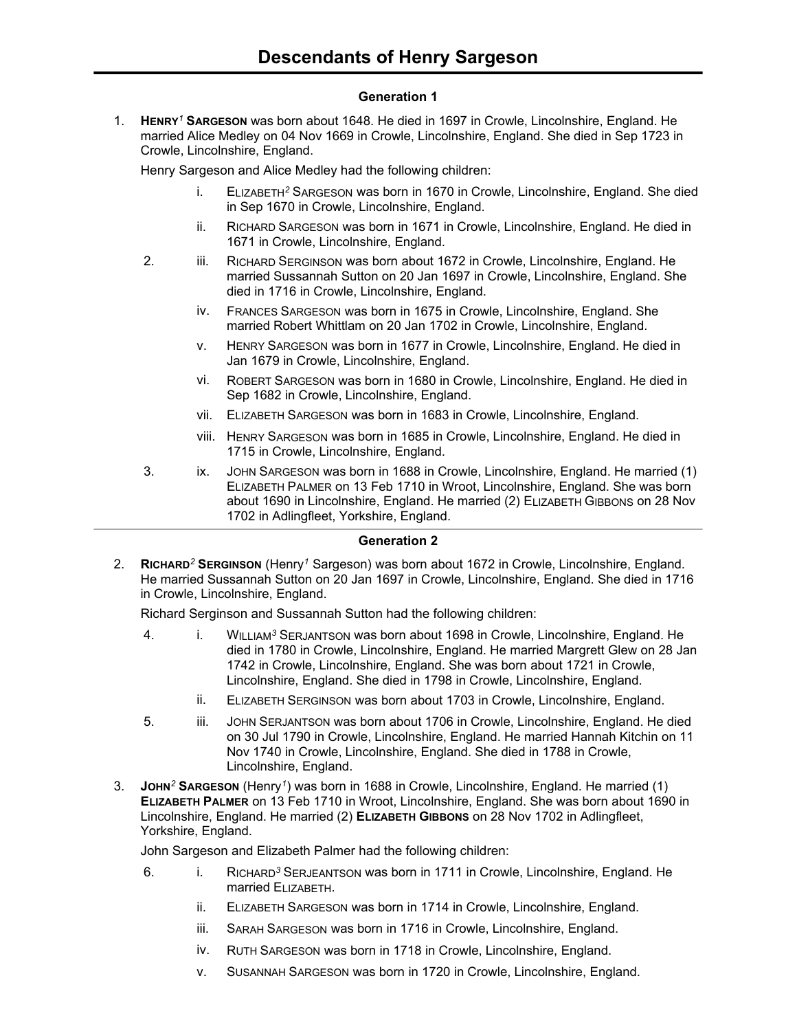# Descendants of Henry Sargeson

## Generation 1

1. **HENRY[1] SARGESON** was born about 1648. He died in 1697 in Crowle, Lincolnshire, England. He married Alice Medley on 04 Nov 1669 in Crowle, Lincolnshire, England. She died in Sep 1723 in Crowle, Lincolnshire, England.

   Henry Sargeson and Alice Medley had the following children:

   - i. ELIZABETH[2] SARGESON was born in 1670 in Crowle, Lincolnshire, England. She died in Sep 1670 in Crowle, Lincolnshire, England.
   - ii. RICHARD SARGESON was born in 1671 in Crowle, Lincolnshire, England. He died in 1671 in Crowle, Lincolnshire, England.
   - 2. iii. RICHARD SERGINSON was born about 1672 in Crowle, Lincolnshire, England. He married Sussannah Sutton on 20 Jan 1697 in Crowle, Lincolnshire, England. She died in 1716 in Crowle, Lincolnshire, England.
   - iv. FRANCES SARGESON was born in 1675 in Crowle, Lincolnshire, England. She married Robert Whittlam on 20 Jan 1702 in Crowle, Lincolnshire, England.
   - v. HENRY SARGESON was born in 1677 in Crowle, Lincolnshire, England. He died in Jan 1679 in Crowle, Lincolnshire, England.
   - vi. ROBERT SARGESON was born in 1680 in Crowle, Lincolnshire, England. He died in Sep 1682 in Crowle, Lincolnshire, England.
   - vii. ELIZABETH SARGESON was born in 1683 in Crowle, Lincolnshire, England.
   - viii. HENRY SARGESON was born in 1685 in Crowle, Lincolnshire, England. He died in 1715 in Crowle, Lincolnshire, England.
   - 3. ix. JOHN SARGESON was born in 1688 in Crowle, Lincolnshire, England. He married (1) ELIZABETH PALMER on 13 Feb 1710 in Wroot, Lincolnshire, England. She was born about 1690 in Lincolnshire, England. He married (2) ELIZABETH GIBBONS on 28 Nov 1702 in Adlingfleet, Yorkshire, England.

## Generation 2

2. **RICHARD[2] SERGINSON** (Henry[1] Sargeson) was born about 1672 in Crowle, Lincolnshire, England. He married Sussannah Sutton on 20 Jan 1697 in Crowle, Lincolnshire, England. She died in 1716 in Crowle, Lincolnshire, England.

   Richard Serginson and Sussannah Sutton had the following children:

   - 4. i. WILLIAM[3] SERJANTSON was born about 1698 in Crowle, Lincolnshire, England. He died in 1780 in Crowle, Lincolnshire, England. He married Margrett Glew on 28 Jan 1742 in Crowle, Lincolnshire, England. She was born about 1721 in Crowle, Lincolnshire, England. She died in 1798 in Crowle, Lincolnshire, England.
   - ii. ELIZABETH SERGINSON was born about 1703 in Crowle, Lincolnshire, England.
   - 5. iii. JOHN SERJANTSON was born about 1706 in Crowle, Lincolnshire, England. He died on 30 Jul 1790 in Crowle, Lincolnshire, England. He married Hannah Kitchin on 11 Nov 1740 in Crowle, Lincolnshire, England. She died in 1788 in Crowle, Lincolnshire, England.

3. **JOHN[2] SARGESON** (Henry[1]) was born in 1688 in Crowle, Lincolnshire, England. He married (1) **ELIZABETH PALMER** on 13 Feb 1710 in Wroot, Lincolnshire, England. She was born about 1690 in Lincolnshire, England. He married (2) **ELIZABETH GIBBONS** on 28 Nov 1702 in Adlingfleet, Yorkshire, England.

   John Sargeson and Elizabeth Palmer had the following children:

   - 6. i. RICHARD[3] SERJEANTSON was born in 1711 in Crowle, Lincolnshire, England. He married ELIZABETH.
   - ii. ELIZABETH SARGESON was born in 1714 in Crowle, Lincolnshire, England.
   - iii. SARAH SARGESON was born in 1716 in Crowle, Lincolnshire, England.
   - iv. RUTH SARGESON was born in 1718 in Crowle, Lincolnshire, England.
   - v. SUSANNAH SARGESON was born in 1720 in Crowle, Lincolnshire, England.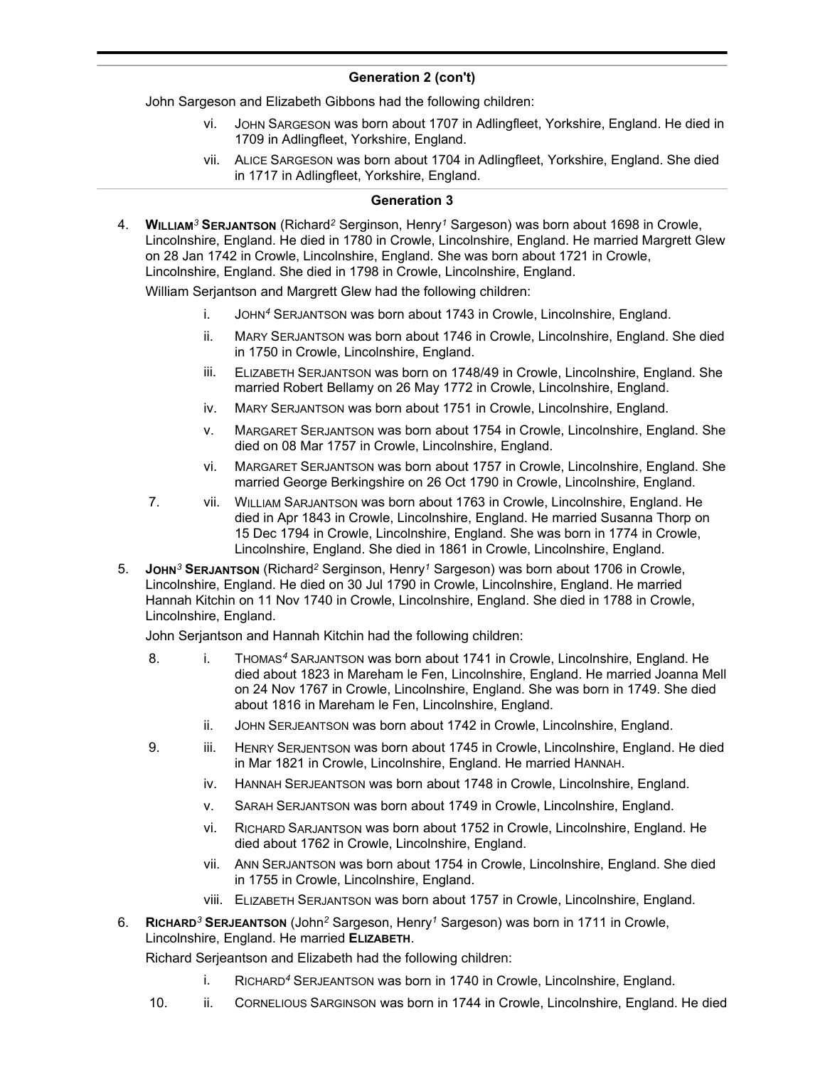### Generation 2 (con't)

John Sargeson and Elizabeth Gibbons had the following children:

- vi. John Sargeson was born about 1707 in Adlingfleet, Yorkshire, England. He died in 1709 in Adlingfleet, Yorkshire, England.
- vii. Alice Sargeson was born about 1704 in Adlingfleet, Yorkshire, England. She died in 1717 in Adlingfleet, Yorkshire, England.

### Generation 3

4. **William**[3] **Serjantson** (Richard[2] Serginson, Henry[1] Sargeson) was born about 1698 in Crowle, Lincolnshire, England. He died in 1780 in Crowle, Lincolnshire, England. He married Margrett Glew on 28 Jan 1742 in Crowle, Lincolnshire, England. She was born about 1721 in Crowle, Lincolnshire, England. She died in 1798 in Crowle, Lincolnshire, England.

   William Serjantson and Margrett Glew had the following children:

   - i. John[4] Serjantson was born about 1743 in Crowle, Lincolnshire, England.
   - ii. Mary Serjantson was born about 1746 in Crowle, Lincolnshire, England. She died in 1750 in Crowle, Lincolnshire, England.
   - iii. Elizabeth Serjantson was born on 1748/49 in Crowle, Lincolnshire, England. She married Robert Bellamy on 26 May 1772 in Crowle, Lincolnshire, England.
   - iv. Mary Serjantson was born about 1751 in Crowle, Lincolnshire, England.
   - v. Margaret Serjantson was born about 1754 in Crowle, Lincolnshire, England. She died on 08 Mar 1757 in Crowle, Lincolnshire, England.
   - vi. Margaret Serjantson was born about 1757 in Crowle, Lincolnshire, England. She married George Berkingshire on 26 Oct 1790 in Crowle, Lincolnshire, England.
   - 7. vii. William Sarjantson was born about 1763 in Crowle, Lincolnshire, England. He died in Apr 1843 in Crowle, Lincolnshire, England. He married Susanna Thorp on 15 Dec 1794 in Crowle, Lincolnshire, England. She was born in 1774 in Crowle, Lincolnshire, England. She died in 1861 in Crowle, Lincolnshire, England.

5. **John**[3] **Serjantson** (Richard[2] Serginson, Henry[1] Sargeson) was born about 1706 in Crowle, Lincolnshire, England. He died on 30 Jul 1790 in Crowle, Lincolnshire, England. He married Hannah Kitchin on 11 Nov 1740 in Crowle, Lincolnshire, England. She died in 1788 in Crowle, Lincolnshire, England.

   John Serjantson and Hannah Kitchin had the following children:

   - 8. i. Thomas[4] Sarjantson was born about 1741 in Crowle, Lincolnshire, England. He died about 1823 in Mareham le Fen, Lincolnshire, England. He married Joanna Mell on 24 Nov 1767 in Crowle, Lincolnshire, England. She was born in 1749. She died about 1816 in Mareham le Fen, Lincolnshire, England.
   - ii. John Serjeantson was born about 1742 in Crowle, Lincolnshire, England.
   - 9. iii. Henry Serjentson was born about 1745 in Crowle, Lincolnshire, England. He died in Mar 1821 in Crowle, Lincolnshire, England. He married Hannah.
   - iv. Hannah Serjeantson was born about 1748 in Crowle, Lincolnshire, England.
   - v. Sarah Serjantson was born about 1749 in Crowle, Lincolnshire, England.
   - vi. Richard Sarjantson was born about 1752 in Crowle, Lincolnshire, England. He died about 1762 in Crowle, Lincolnshire, England.
   - vii. Ann Serjantson was born about 1754 in Crowle, Lincolnshire, England. She died in 1755 in Crowle, Lincolnshire, England.
   - viii. Elizabeth Serjantson was born about 1757 in Crowle, Lincolnshire, England.

6. **Richard**[3] **Serjeantson** (John[2] Sargeson, Henry[1] Sargeson) was born in 1711 in Crowle, Lincolnshire, England. He married **Elizabeth**.

   Richard Serjeantson and Elizabeth had the following children:

   - i. Richard[4] Serjeantson was born in 1740 in Crowle, Lincolnshire, England.
   - 10. ii. Cornelious Sarginson was born in 1744 in Crowle, Lincolnshire, England. He died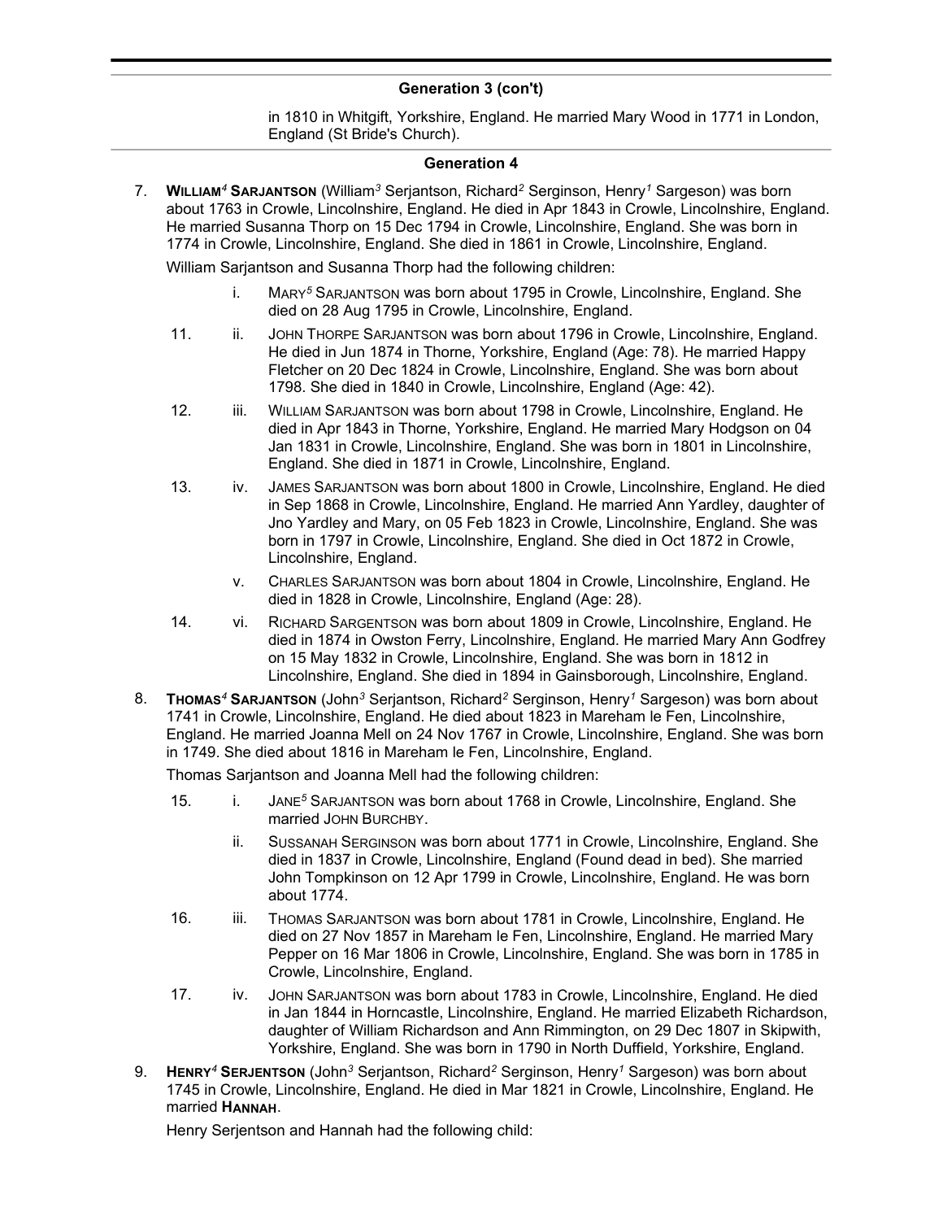## Generation 3 (con't)

in 1810 in Whitgift, Yorkshire, England. He married Mary Wood in 1771 in London, England (St Bride's Church).

## Generation 4

7. **WILLIAM[4] SARJANTSON** (William[3] Serjantson, Richard[2] Serginson, Henry[1] Sargeson) was born about 1763 in Crowle, Lincolnshire, England. He died in Apr 1843 in Crowle, Lincolnshire, England. He married Susanna Thorp on 15 Dec 1794 in Crowle, Lincolnshire, England. She was born in 1774 in Crowle, Lincolnshire, England. She died in 1861 in Crowle, Lincolnshire, England.

   William Sarjantson and Susanna Thorp had the following children:

   - i. MARY[5] SARJANTSON was born about 1795 in Crowle, Lincolnshire, England. She died on 28 Aug 1795 in Crowle, Lincolnshire, England.
   - 11. ii. JOHN THORPE SARJANTSON was born about 1796 in Crowle, Lincolnshire, England. He died in Jun 1874 in Thorne, Yorkshire, England (Age: 78). He married Happy Fletcher on 20 Dec 1824 in Crowle, Lincolnshire, England. She was born about 1798. She died in 1840 in Crowle, Lincolnshire, England (Age: 42).
   - 12. iii. WILLIAM SARJANTSON was born about 1798 in Crowle, Lincolnshire, England. He died in Apr 1843 in Thorne, Yorkshire, England. He married Mary Hodgson on 04 Jan 1831 in Crowle, Lincolnshire, England. She was born in 1801 in Lincolnshire, England. She died in 1871 in Crowle, Lincolnshire, England.
   - 13. iv. JAMES SARJANTSON was born about 1800 in Crowle, Lincolnshire, England. He died in Sep 1868 in Crowle, Lincolnshire, England. He married Ann Yardley, daughter of Jno Yardley and Mary, on 05 Feb 1823 in Crowle, Lincolnshire, England. She was born in 1797 in Crowle, Lincolnshire, England. She died in Oct 1872 in Crowle, Lincolnshire, England.
   - v. CHARLES SARJANTSON was born about 1804 in Crowle, Lincolnshire, England. He died in 1828 in Crowle, Lincolnshire, England (Age: 28).
   - 14. vi. RICHARD SARGENTSON was born about 1809 in Crowle, Lincolnshire, England. He died in 1874 in Owston Ferry, Lincolnshire, England. He married Mary Ann Godfrey on 15 May 1832 in Crowle, Lincolnshire, England. She was born in 1812 in Lincolnshire, England. She died in 1894 in Gainsborough, Lincolnshire, England.

8. **THOMAS[4] SARJANTSON** (John[3] Serjantson, Richard[2] Serginson, Henry[1] Sargeson) was born about 1741 in Crowle, Lincolnshire, England. He died about 1823 in Mareham le Fen, Lincolnshire, England. He married Joanna Mell on 24 Nov 1767 in Crowle, Lincolnshire, England. She was born in 1749. She died about 1816 in Mareham le Fen, Lincolnshire, England.

   Thomas Sarjantson and Joanna Mell had the following children:

   - 15. i. JANE[5] SARJANTSON was born about 1768 in Crowle, Lincolnshire, England. She married JOHN BURCHBY.
   - ii. SUSSANAH SERGINSON was born about 1771 in Crowle, Lincolnshire, England. She died in 1837 in Crowle, Lincolnshire, England (Found dead in bed). She married John Tompkinson on 12 Apr 1799 in Crowle, Lincolnshire, England. He was born about 1774.
   - 16. iii. THOMAS SARJANTSON was born about 1781 in Crowle, Lincolnshire, England. He died on 27 Nov 1857 in Mareham le Fen, Lincolnshire, England. He married Mary Pepper on 16 Mar 1806 in Crowle, Lincolnshire, England. She was born in 1785 in Crowle, Lincolnshire, England.
   - 17. iv. JOHN SARJANTSON was born about 1783 in Crowle, Lincolnshire, England. He died in Jan 1844 in Horncastle, Lincolnshire, England. He married Elizabeth Richardson, daughter of William Richardson and Ann Rimmington, on 29 Dec 1807 in Skipwith, Yorkshire, England. She was born in 1790 in North Duffield, Yorkshire, England.

9. **HENRY[4] SERJENTSON** (John[3] Serjantson, Richard[2] Serginson, Henry[1] Sargeson) was born about 1745 in Crowle, Lincolnshire, England. He died in Mar 1821 in Crowle, Lincolnshire, England. He married **HANNAH**.

   Henry Serjentson and Hannah had the following child: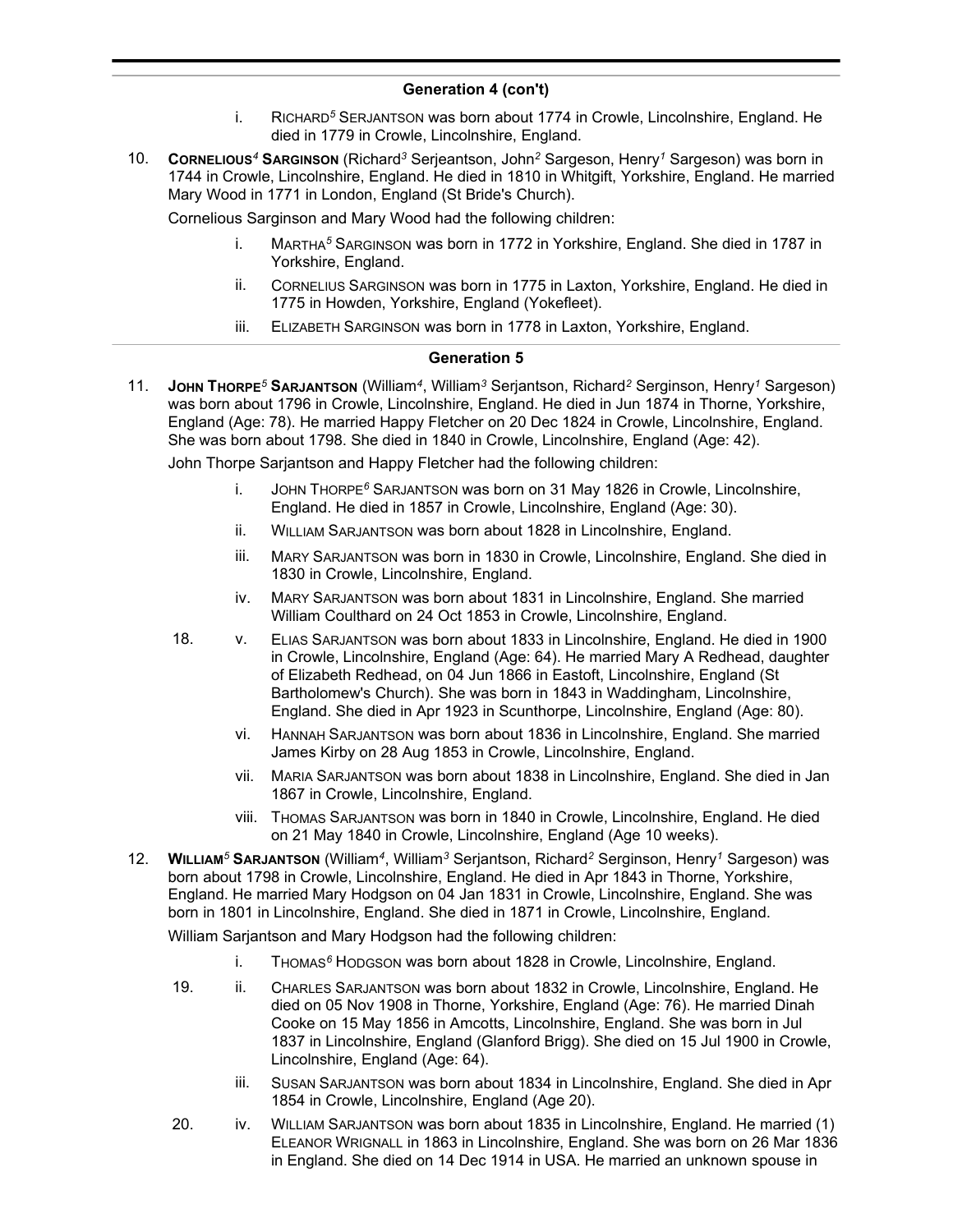## Generation 4 (con't)

i. RICHARD[5] SERJANTSON was born about 1774 in Crowle, Lincolnshire, England. He died in 1779 in Crowle, Lincolnshire, England.

10. **CORNELIOUS[4] SARGINSON** (Richard[3] Serjeantson, John[2] Sargeson, Henry[1] Sargeson) was born in 1744 in Crowle, Lincolnshire, England. He died in 1810 in Whitgift, Yorkshire, England. He married Mary Wood in 1771 in London, England (St Bride's Church).

Cornelious Sarginson and Mary Wood had the following children:

i. MARTHA[5] SARGINSON was born in 1772 in Yorkshire, England. She died in 1787 in Yorkshire, England.

ii. CORNELIUS SARGINSON was born in 1775 in Laxton, Yorkshire, England. He died in 1775 in Howden, Yorkshire, England (Yokefleet).

iii. ELIZABETH SARGINSON was born in 1778 in Laxton, Yorkshire, England.

## Generation 5

11. **JOHN THORPE[5] SARJANTSON** (William[4], William[3] Serjantson, Richard[2] Serginson, Henry[1] Sargeson) was born about 1796 in Crowle, Lincolnshire, England. He died in Jun 1874 in Thorne, Yorkshire, England (Age: 78). He married Happy Fletcher on 20 Dec 1824 in Crowle, Lincolnshire, England. She was born about 1798. She died in 1840 in Crowle, Lincolnshire, England (Age: 42).

John Thorpe Sarjantson and Happy Fletcher had the following children:

i. JOHN THORPE[6] SARJANTSON was born on 31 May 1826 in Crowle, Lincolnshire, England. He died in 1857 in Crowle, Lincolnshire, England (Age: 30).

ii. WILLIAM SARJANTSON was born about 1828 in Lincolnshire, England.

iii. MARY SARJANTSON was born in 1830 in Crowle, Lincolnshire, England. She died in 1830 in Crowle, Lincolnshire, England.

iv. MARY SARJANTSON was born about 1831 in Lincolnshire, England. She married William Coulthard on 24 Oct 1853 in Crowle, Lincolnshire, England.

18. v. ELIAS SARJANTSON was born about 1833 in Lincolnshire, England. He died in 1900 in Crowle, Lincolnshire, England (Age: 64). He married Mary A Redhead, daughter of Elizabeth Redhead, on 04 Jun 1866 in Eastoft, Lincolnshire, England (St Bartholomew's Church). She was born in 1843 in Waddingham, Lincolnshire, England. She died in Apr 1923 in Scunthorpe, Lincolnshire, England (Age: 80).

vi. HANNAH SARJANTSON was born about 1836 in Lincolnshire, England. She married James Kirby on 28 Aug 1853 in Crowle, Lincolnshire, England.

vii. MARIA SARJANTSON was born about 1838 in Lincolnshire, England. She died in Jan 1867 in Crowle, Lincolnshire, England.

viii. THOMAS SARJANTSON was born in 1840 in Crowle, Lincolnshire, England. He died on 21 May 1840 in Crowle, Lincolnshire, England (Age 10 weeks).

12. **WILLIAM[5] SARJANTSON** (William[4], William[3] Serjantson, Richard[2] Serginson, Henry[1] Sargeson) was born about 1798 in Crowle, Lincolnshire, England. He died in Apr 1843 in Thorne, Yorkshire, England. He married Mary Hodgson on 04 Jan 1831 in Crowle, Lincolnshire, England. She was born in 1801 in Lincolnshire, England. She died in 1871 in Crowle, Lincolnshire, England.

William Sarjantson and Mary Hodgson had the following children:

i. THOMAS[6] HODGSON was born about 1828 in Crowle, Lincolnshire, England.

19. ii. CHARLES SARJANTSON was born about 1832 in Crowle, Lincolnshire, England. He died on 05 Nov 1908 in Thorne, Yorkshire, England (Age: 76). He married Dinah Cooke on 15 May 1856 in Amcotts, Lincolnshire, England. She was born in Jul 1837 in Lincolnshire, England (Glanford Brigg). She died on 15 Jul 1900 in Crowle, Lincolnshire, England (Age: 64).

iii. SUSAN SARJANTSON was born about 1834 in Lincolnshire, England. She died in Apr 1854 in Crowle, Lincolnshire, England (Age 20).

20. iv. WILLIAM SARJANTSON was born about 1835 in Lincolnshire, England. He married (1) ELEANOR WRIGNALL in 1863 in Lincolnshire, England. She was born on 26 Mar 1836 in England. She died on 14 Dec 1914 in USA. He married an unknown spouse in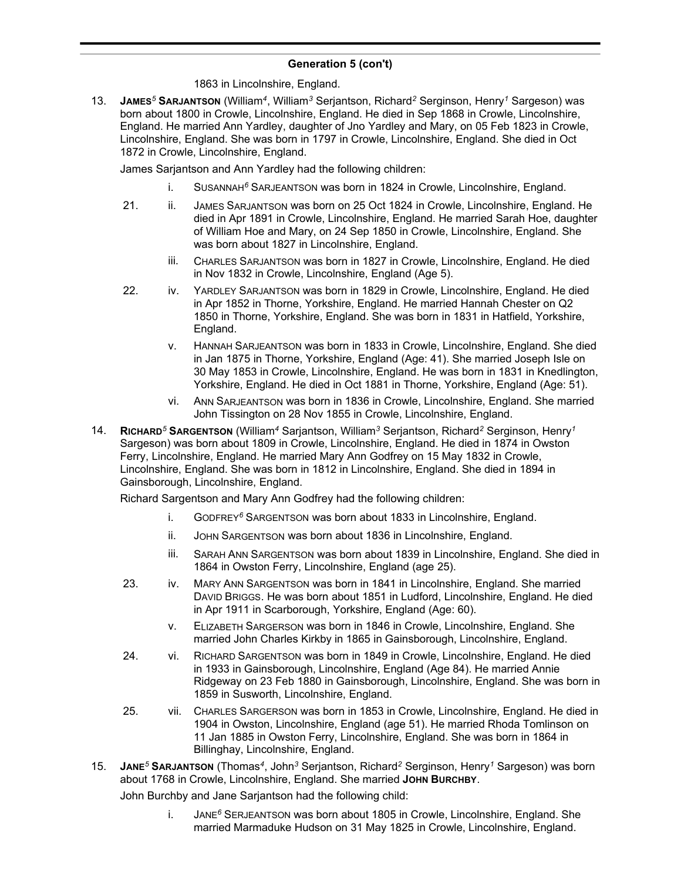## Generation 5 (con't)

1863 in Lincolnshire, England.

13. **JAMES[5] SARJANTSON** (William[4], William[3] Serjantson, Richard[2] Serginson, Henry[1] Sargeson) was born about 1800 in Crowle, Lincolnshire, England. He died in Sep 1868 in Crowle, Lincolnshire, England. He married Ann Yardley, daughter of Jno Yardley and Mary, on 05 Feb 1823 in Crowle, Lincolnshire, England. She was born in 1797 in Crowle, Lincolnshire, England. She died in Oct 1872 in Crowle, Lincolnshire, England.

    James Sarjantson and Ann Yardley had the following children:

    - i. SUSANNAH[6] SARJEANTSON was born in 1824 in Crowle, Lincolnshire, England.
    - 21. ii. JAMES SARJANTSON was born on 25 Oct 1824 in Crowle, Lincolnshire, England. He died in Apr 1891 in Crowle, Lincolnshire, England. He married Sarah Hoe, daughter of William Hoe and Mary, on 24 Sep 1850 in Crowle, Lincolnshire, England. She was born about 1827 in Lincolnshire, England.
    - iii. CHARLES SARJANTSON was born in 1827 in Crowle, Lincolnshire, England. He died in Nov 1832 in Crowle, Lincolnshire, England (Age 5).
    - 22. iv. YARDLEY SARJANTSON was born in 1829 in Crowle, Lincolnshire, England. He died in Apr 1852 in Thorne, Yorkshire, England. He married Hannah Chester on Q2 1850 in Thorne, Yorkshire, England. She was born in 1831 in Hatfield, Yorkshire, England.
    - v. HANNAH SARJEANTSON was born in 1833 in Crowle, Lincolnshire, England. She died in Jan 1875 in Thorne, Yorkshire, England (Age: 41). She married Joseph Isle on 30 May 1853 in Crowle, Lincolnshire, England. He was born in 1831 in Knedlington, Yorkshire, England. He died in Oct 1881 in Thorne, Yorkshire, England (Age: 51).
    - vi. ANN SARJEANTSON was born in 1836 in Crowle, Lincolnshire, England. She married John Tissington on 28 Nov 1855 in Crowle, Lincolnshire, England.

14. **RICHARD[5] SARGENTSON** (William[4] Sarjantson, William[3] Serjantson, Richard[2] Serginson, Henry[1] Sargeson) was born about 1809 in Crowle, Lincolnshire, England. He died in 1874 in Owston Ferry, Lincolnshire, England. He married Mary Ann Godfrey on 15 May 1832 in Crowle, Lincolnshire, England. She was born in 1812 in Lincolnshire, England. She died in 1894 in Gainsborough, Lincolnshire, England.

    Richard Sargentson and Mary Ann Godfrey had the following children:

    - i. GODFREY[6] SARGENTSON was born about 1833 in Lincolnshire, England.
    - ii. JOHN SARGENTSON was born about 1836 in Lincolnshire, England.
    - iii. SARAH ANN SARGENTSON was born about 1839 in Lincolnshire, England. She died in 1864 in Owston Ferry, Lincolnshire, England (age 25).
    - 23. iv. MARY ANN SARGENTSON was born in 1841 in Lincolnshire, England. She married DAVID BRIGGS. He was born about 1851 in Ludford, Lincolnshire, England. He died in Apr 1911 in Scarborough, Yorkshire, England (Age: 60).
    - v. ELIZABETH SARGERSON was born in 1846 in Crowle, Lincolnshire, England. She married John Charles Kirkby in 1865 in Gainsborough, Lincolnshire, England.
    - 24. vi. RICHARD SARGENTSON was born in 1849 in Crowle, Lincolnshire, England. He died in 1933 in Gainsborough, Lincolnshire, England (Age 84). He married Annie Ridgeway on 23 Feb 1880 in Gainsborough, Lincolnshire, England. She was born in 1859 in Susworth, Lincolnshire, England.
    - 25. vii. CHARLES SARGERSON was born in 1853 in Crowle, Lincolnshire, England. He died in 1904 in Owston, Lincolnshire, England (age 51). He married Rhoda Tomlinson on 11 Jan 1885 in Owston Ferry, Lincolnshire, England. She was born in 1864 in Billinghay, Lincolnshire, England.

15. **JANE[5] SARJANTSON** (Thomas[4], John[3] Serjantson, Richard[2] Serginson, Henry[1] Sargeson) was born about 1768 in Crowle, Lincolnshire, England. She married **JOHN BURCHBY**.

    John Burchby and Jane Sarjantson had the following child:

    - i. JANE[6] SERJEANTSON was born about 1805 in Crowle, Lincolnshire, England. She married Marmaduke Hudson on 31 May 1825 in Crowle, Lincolnshire, England.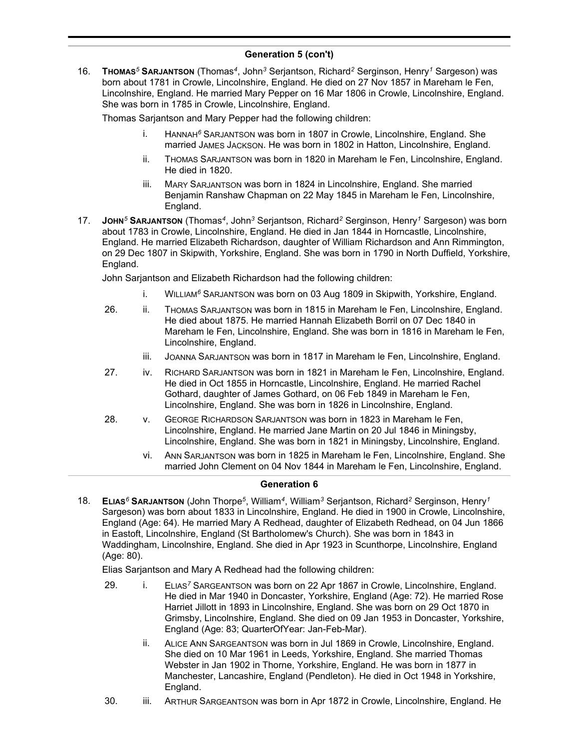## Generation 5 (con't)

16. **THOMAS[5] SARJANTSON** (Thomas[4], John[3] Serjantson, Richard[2] Serginson, Henry[1] Sargeson) was born about 1781 in Crowle, Lincolnshire, England. He died on 27 Nov 1857 in Mareham le Fen, Lincolnshire, England. He married Mary Pepper on 16 Mar 1806 in Crowle, Lincolnshire, England. She was born in 1785 in Crowle, Lincolnshire, England.

    Thomas Sarjantson and Mary Pepper had the following children:

    - i. HANNAH[6] SARJANTSON was born in 1807 in Crowle, Lincolnshire, England. She married JAMES JACKSON. He was born in 1802 in Hatton, Lincolnshire, England.
    - ii. THOMAS SARJANTSON was born in 1820 in Mareham le Fen, Lincolnshire, England. He died in 1820.
    - iii. MARY SARJANTSON was born in 1824 in Lincolnshire, England. She married Benjamin Ranshaw Chapman on 22 May 1845 in Mareham le Fen, Lincolnshire, England.

17. **JOHN[5] SARJANTSON** (Thomas[4], John[3] Serjantson, Richard[2] Serginson, Henry[1] Sargeson) was born about 1783 in Crowle, Lincolnshire, England. He died in Jan 1844 in Horncastle, Lincolnshire, England. He married Elizabeth Richardson, daughter of William Richardson and Ann Rimmington, on 29 Dec 1807 in Skipwith, Yorkshire, England. She was born in 1790 in North Duffield, Yorkshire, England.

    John Sarjantson and Elizabeth Richardson had the following children:

    - i. WILLIAM[6] SARJANTSON was born on 03 Aug 1809 in Skipwith, Yorkshire, England.
    - 26. ii. THOMAS SARJANTSON was born in 1815 in Mareham le Fen, Lincolnshire, England. He died about 1875. He married Hannah Elizabeth Borril on 07 Dec 1840 in Mareham le Fen, Lincolnshire, England. She was born in 1816 in Mareham le Fen, Lincolnshire, England.
    - iii. JOANNA SARJANTSON was born in 1817 in Mareham le Fen, Lincolnshire, England.
    - 27. iv. RICHARD SARJANTSON was born in 1821 in Mareham le Fen, Lincolnshire, England. He died in Oct 1855 in Horncastle, Lincolnshire, England. He married Rachel Gothard, daughter of James Gothard, on 06 Feb 1849 in Mareham le Fen, Lincolnshire, England. She was born in 1826 in Lincolnshire, England.
    - 28. v. GEORGE RICHARDSON SARJANTSON was born in 1823 in Mareham le Fen, Lincolnshire, England. He married Jane Martin on 20 Jul 1846 in Miningsby, Lincolnshire, England. She was born in 1821 in Miningsby, Lincolnshire, England.
    - vi. ANN SARJANTSON was born in 1825 in Mareham le Fen, Lincolnshire, England. She married John Clement on 04 Nov 1844 in Mareham le Fen, Lincolnshire, England.

## Generation 6

18. **ELIAS[6] SARJANTSON** (John Thorpe[5], William[4], William[3] Serjantson, Richard[2] Serginson, Henry[1] Sargeson) was born about 1833 in Lincolnshire, England. He died in 1900 in Crowle, Lincolnshire, England (Age: 64). He married Mary A Redhead, daughter of Elizabeth Redhead, on 04 Jun 1866 in Eastoft, Lincolnshire, England (St Bartholomew's Church). She was born in 1843 in Waddingham, Lincolnshire, England. She died in Apr 1923 in Scunthorpe, Lincolnshire, England (Age: 80).

    Elias Sarjantson and Mary A Redhead had the following children:

    - 29. i. ELIAS[7] SARGEANTSON was born on 22 Apr 1867 in Crowle, Lincolnshire, England. He died in Mar 1940 in Doncaster, Yorkshire, England (Age: 72). He married Rose Harriet Jillott in 1893 in Lincolnshire, England. She was born on 29 Oct 1870 in Grimsby, Lincolnshire, England. She died on 09 Jan 1953 in Doncaster, Yorkshire, England (Age: 83; QuarterOfYear: Jan-Feb-Mar).
    - ii. ALICE ANN SARGEANTSON was born in Jul 1869 in Crowle, Lincolnshire, England. She died on 10 Mar 1961 in Leeds, Yorkshire, England. She married Thomas Webster in Jan 1902 in Thorne, Yorkshire, England. He was born in 1877 in Manchester, Lancashire, England (Pendleton). He died in Oct 1948 in Yorkshire, England.
    - 30. iii. ARTHUR SARGEANTSON was born in Apr 1872 in Crowle, Lincolnshire, England. He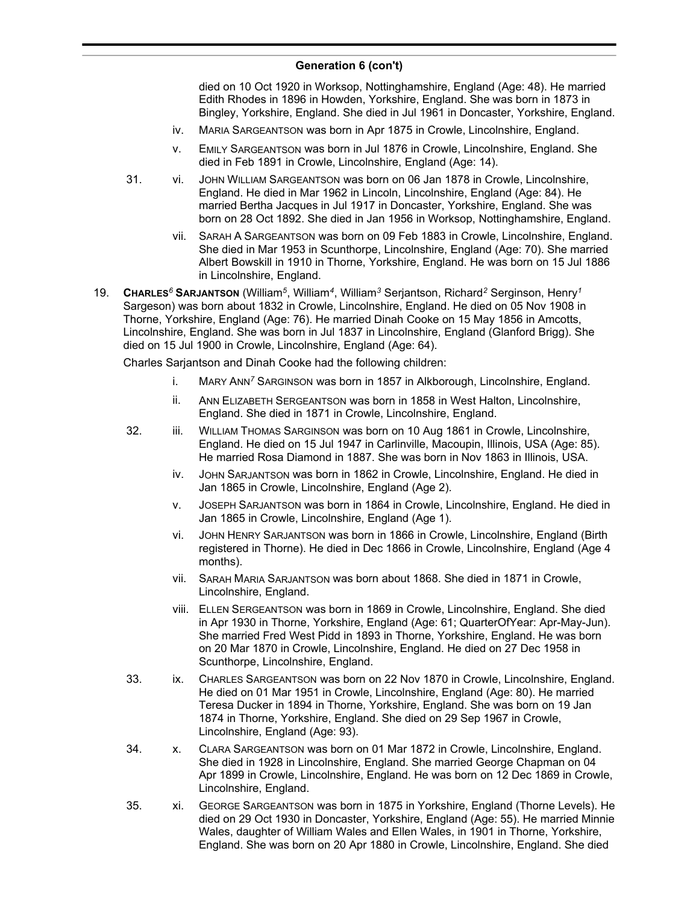## Generation 6 (con't)

died on 10 Oct 1920 in Worksop, Nottinghamshire, England (Age: 48). He married Edith Rhodes in 1896 in Howden, Yorkshire, England. She was born in 1873 in Bingley, Yorkshire, England. She died in Jul 1961 in Doncaster, Yorkshire, England.

iv. MARIA SARGEANTSON was born in Apr 1875 in Crowle, Lincolnshire, England.

v. EMILY SARGEANTSON was born in Jul 1876 in Crowle, Lincolnshire, England. She died in Feb 1891 in Crowle, Lincolnshire, England (Age: 14).

31. vi. JOHN WILLIAM SARGEANTSON was born on 06 Jan 1878 in Crowle, Lincolnshire, England. He died in Mar 1962 in Lincoln, Lincolnshire, England (Age: 84). He married Bertha Jacques in Jul 1917 in Doncaster, Yorkshire, England. She was born on 28 Oct 1892. She died in Jan 1956 in Worksop, Nottinghamshire, England.

vii. SARAH A SARGEANTSON was born on 09 Feb 1883 in Crowle, Lincolnshire, England. She died in Mar 1953 in Scunthorpe, Lincolnshire, England (Age: 70). She married Albert Bowskill in 1910 in Thorne, Yorkshire, England. He was born on 15 Jul 1886 in Lincolnshire, England.

19. ***CHARLES**[6]* **SARJANTSON** (William[5], William[4], William[3] Serjantson, Richard[2] Serginson, Henry[1] Sargeson) was born about 1832 in Crowle, Lincolnshire, England. He died on 05 Nov 1908 in Thorne, Yorkshire, England (Age: 76). He married Dinah Cooke on 15 May 1856 in Amcotts, Lincolnshire, England. She was born in Jul 1837 in Lincolnshire, England (Glanford Brigg). She died on 15 Jul 1900 in Crowle, Lincolnshire, England (Age: 64).

Charles Sarjantson and Dinah Cooke had the following children:

i. MARY ANN[7] SARGINSON was born in 1857 in Alkborough, Lincolnshire, England.

ii. ANN ELIZABETH SERGEANTSON was born in 1858 in West Halton, Lincolnshire, England. She died in 1871 in Crowle, Lincolnshire, England.

32. iii. WILLIAM THOMAS SARGINSON was born on 10 Aug 1861 in Crowle, Lincolnshire, England. He died on 15 Jul 1947 in Carlinville, Macoupin, Illinois, USA (Age: 85). He married Rosa Diamond in 1887. She was born in Nov 1863 in Illinois, USA.

iv. JOHN SARJANTSON was born in 1862 in Crowle, Lincolnshire, England. He died in Jan 1865 in Crowle, Lincolnshire, England (Age 2).

v. JOSEPH SARJANTSON was born in 1864 in Crowle, Lincolnshire, England. He died in Jan 1865 in Crowle, Lincolnshire, England (Age 1).

vi. JOHN HENRY SARJANTSON was born in 1866 in Crowle, Lincolnshire, England (Birth registered in Thorne). He died in Dec 1866 in Crowle, Lincolnshire, England (Age 4 months).

vii. SARAH MARIA SARJANTSON was born about 1868. She died in 1871 in Crowle, Lincolnshire, England.

viii. ELLEN SERGEANTSON was born in 1869 in Crowle, Lincolnshire, England. She died in Apr 1930 in Thorne, Yorkshire, England (Age: 61; QuarterOfYear: Apr-May-Jun). She married Fred West Pidd in 1893 in Thorne, Yorkshire, England. He was born on 20 Mar 1870 in Crowle, Lincolnshire, England. He died on 27 Dec 1958 in Scunthorpe, Lincolnshire, England.

33. ix. CHARLES SARGEANTSON was born on 22 Nov 1870 in Crowle, Lincolnshire, England. He died on 01 Mar 1951 in Crowle, Lincolnshire, England (Age: 80). He married Teresa Ducker in 1894 in Thorne, Yorkshire, England. She was born on 19 Jan 1874 in Thorne, Yorkshire, England. She died on 29 Sep 1967 in Crowle, Lincolnshire, England (Age: 93).

34. x. CLARA SARGEANTSON was born on 01 Mar 1872 in Crowle, Lincolnshire, England. She died in 1928 in Lincolnshire, England. She married George Chapman on 04 Apr 1899 in Crowle, Lincolnshire, England. He was born on 12 Dec 1869 in Crowle, Lincolnshire, England.

35. xi. GEORGE SARGEANTSON was born in 1875 in Yorkshire, England (Thorne Levels). He died on 29 Oct 1930 in Doncaster, Yorkshire, England (Age: 55). He married Minnie Wales, daughter of William Wales and Ellen Wales, in 1901 in Thorne, Yorkshire, England. She was born on 20 Apr 1880 in Crowle, Lincolnshire, England. She died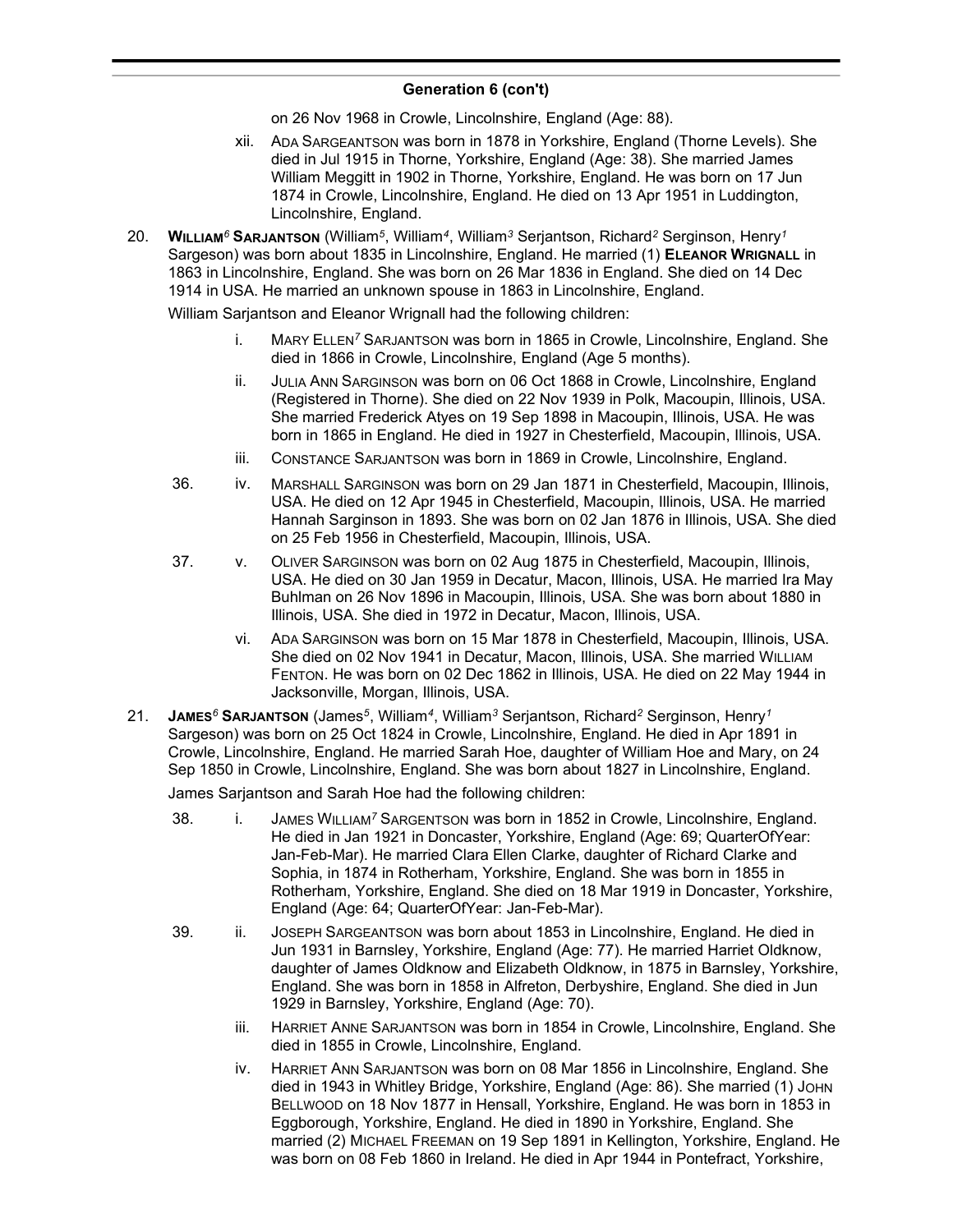## Generation 6 (con't)

on 26 Nov 1968 in Crowle, Lincolnshire, England (Age: 88).

xii. ADA SARGEANTSON was born in 1878 in Yorkshire, England (Thorne Levels). She died in Jul 1915 in Thorne, Yorkshire, England (Age: 38). She married James William Meggitt in 1902 in Thorne, Yorkshire, England. He was born on 17 Jun 1874 in Crowle, Lincolnshire, England. He died on 13 Apr 1951 in Luddington, Lincolnshire, England.

20. **WILLIAM[6] SARJANTSON** (William[5], William[4], William[3] Serjantson, Richard[2] Serginson, Henry[1] Sargeson) was born about 1835 in Lincolnshire, England. He married (1) **ELEANOR WRIGNALL** in 1863 in Lincolnshire, England. She was born on 26 Mar 1836 in England. She died on 14 Dec 1914 in USA. He married an unknown spouse in 1863 in Lincolnshire, England.

William Sarjantson and Eleanor Wrignall had the following children:

i. MARY ELLEN[7] SARJANTSON was born in 1865 in Crowle, Lincolnshire, England. She died in 1866 in Crowle, Lincolnshire, England (Age 5 months).

ii. JULIA ANN SARGINSON was born on 06 Oct 1868 in Crowle, Lincolnshire, England (Registered in Thorne). She died on 22 Nov 1939 in Polk, Macoupin, Illinois, USA. She married Frederick Atyes on 19 Sep 1898 in Macoupin, Illinois, USA. He was born in 1865 in England. He died in 1927 in Chesterfield, Macoupin, Illinois, USA.

iii. CONSTANCE SARJANTSON was born in 1869 in Crowle, Lincolnshire, England.

36. iv. MARSHALL SARGINSON was born on 29 Jan 1871 in Chesterfield, Macoupin, Illinois, USA. He died on 12 Apr 1945 in Chesterfield, Macoupin, Illinois, USA. He married Hannah Sarginson in 1893. She was born on 02 Jan 1876 in Illinois, USA. She died on 25 Feb 1956 in Chesterfield, Macoupin, Illinois, USA.

37. v. OLIVER SARGINSON was born on 02 Aug 1875 in Chesterfield, Macoupin, Illinois, USA. He died on 30 Jan 1959 in Decatur, Macon, Illinois, USA. He married Ira May Buhlman on 26 Nov 1896 in Macoupin, Illinois, USA. She was born about 1880 in Illinois, USA. She died in 1972 in Decatur, Macon, Illinois, USA.

vi. ADA SARGINSON was born on 15 Mar 1878 in Chesterfield, Macoupin, Illinois, USA. She died on 02 Nov 1941 in Decatur, Macon, Illinois, USA. She married WILLIAM FENTON. He was born on 02 Dec 1862 in Illinois, USA. He died on 22 May 1944 in Jacksonville, Morgan, Illinois, USA.

21. **JAMES[6] SARJANTSON** (James[5], William[4], William[3] Serjantson, Richard[2] Serginson, Henry[1] Sargeson) was born on 25 Oct 1824 in Crowle, Lincolnshire, England. He died in Apr 1891 in Crowle, Lincolnshire, England. He married Sarah Hoe, daughter of William Hoe and Mary, on 24 Sep 1850 in Crowle, Lincolnshire, England. She was born about 1827 in Lincolnshire, England.

James Sarjantson and Sarah Hoe had the following children:

38. i. JAMES WILLIAM[7] SARGENTSON was born in 1852 in Crowle, Lincolnshire, England. He died in Jan 1921 in Doncaster, Yorkshire, England (Age: 69; QuarterOfYear: Jan-Feb-Mar). He married Clara Ellen Clarke, daughter of Richard Clarke and Sophia, in 1874 in Rotherham, Yorkshire, England. She was born in 1855 in Rotherham, Yorkshire, England. She died on 18 Mar 1919 in Doncaster, Yorkshire, England (Age: 64; QuarterOfYear: Jan-Feb-Mar).

39. ii. JOSEPH SARGEANTSON was born about 1853 in Lincolnshire, England. He died in Jun 1931 in Barnsley, Yorkshire, England (Age: 77). He married Harriet Oldknow, daughter of James Oldknow and Elizabeth Oldknow, in 1875 in Barnsley, Yorkshire, England. She was born in 1858 in Alfreton, Derbyshire, England. She died in Jun 1929 in Barnsley, Yorkshire, England (Age: 70).

iii. HARRIET ANNE SARJANTSON was born in 1854 in Crowle, Lincolnshire, England. She died in 1855 in Crowle, Lincolnshire, England.

iv. HARRIET ANN SARJANTSON was born on 08 Mar 1856 in Lincolnshire, England. She died in 1943 in Whitley Bridge, Yorkshire, England (Age: 86). She married (1) JOHN BELLWOOD on 18 Nov 1877 in Hensall, Yorkshire, England. He was born in 1853 in Eggborough, Yorkshire, England. He died in 1890 in Yorkshire, England. She married (2) MICHAEL FREEMAN on 19 Sep 1891 in Kellington, Yorkshire, England. He was born on 08 Feb 1860 in Ireland. He died in Apr 1944 in Pontefract, Yorkshire,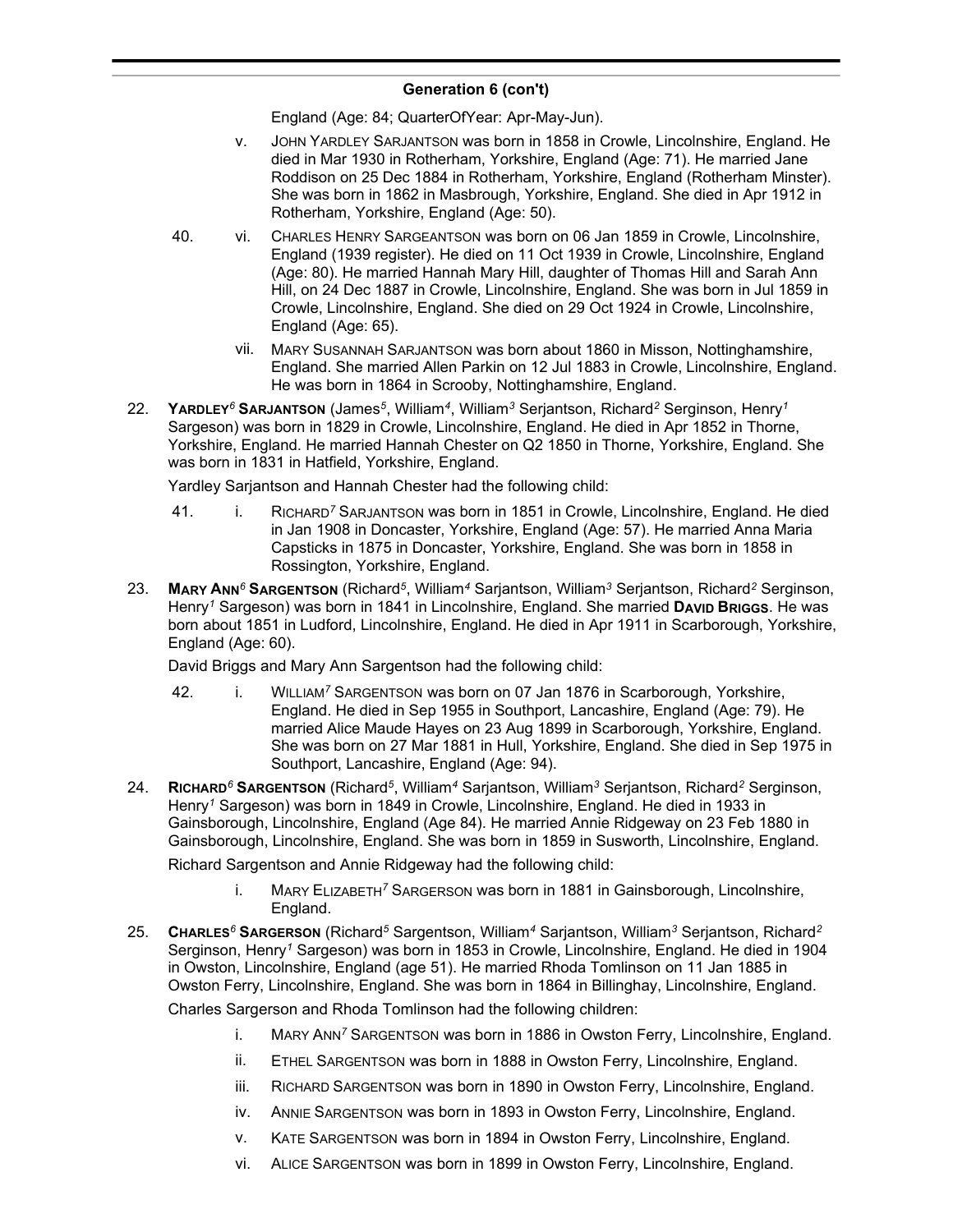## Generation 6 (con't)

England (Age: 84; QuarterOfYear: Apr-May-Jun).

v. JOHN YARDLEY SARJANTSON was born in 1858 in Crowle, Lincolnshire, England. He died in Mar 1930 in Rotherham, Yorkshire, England (Age: 71). He married Jane Roddison on 25 Dec 1884 in Rotherham, Yorkshire, England (Rotherham Minster). She was born in 1862 in Masbrough, Yorkshire, England. She died in Apr 1912 in Rotherham, Yorkshire, England (Age: 50).

40. vi. CHARLES HENRY SARGEANTSON was born on 06 Jan 1859 in Crowle, Lincolnshire, England (1939 register). He died on 11 Oct 1939 in Crowle, Lincolnshire, England (Age: 80). He married Hannah Mary Hill, daughter of Thomas Hill and Sarah Ann Hill, on 24 Dec 1887 in Crowle, Lincolnshire, England. She was born in Jul 1859 in Crowle, Lincolnshire, England. She died on 29 Oct 1924 in Crowle, Lincolnshire, England (Age: 65).

vii. MARY SUSANNAH SARJANTSON was born about 1860 in Misson, Nottinghamshire, England. She married Allen Parkin on 12 Jul 1883 in Crowle, Lincolnshire, England. He was born in 1864 in Scrooby, Nottinghamshire, England.

22. **YARDLEY[6] SARJANTSON** (James[5], William[4], William[3] Serjantson, Richard[2] Serginson, Henry[1] Sargeson) was born in 1829 in Crowle, Lincolnshire, England. He died in Apr 1852 in Thorne, Yorkshire, England. He married Hannah Chester on Q2 1850 in Thorne, Yorkshire, England. She was born in 1831 in Hatfield, Yorkshire, England.

Yardley Sarjantson and Hannah Chester had the following child:

41. i. RICHARD[7] SARJANTSON was born in 1851 in Crowle, Lincolnshire, England. He died in Jan 1908 in Doncaster, Yorkshire, England (Age: 57). He married Anna Maria Capsticks in 1875 in Doncaster, Yorkshire, England. She was born in 1858 in Rossington, Yorkshire, England.

23. **MARY ANN[6] SARGENTSON** (Richard[5], William[4] Sarjantson, William[3] Serjantson, Richard[2] Serginson, Henry[1] Sargeson) was born in 1841 in Lincolnshire, England. She married **DAVID BRIGGS**. He was born about 1851 in Ludford, Lincolnshire, England. He died in Apr 1911 in Scarborough, Yorkshire, England (Age: 60).

David Briggs and Mary Ann Sargentson had the following child:

42. i. WILLIAM[7] SARGENTSON was born on 07 Jan 1876 in Scarborough, Yorkshire, England. He died in Sep 1955 in Southport, Lancashire, England (Age: 79). He married Alice Maude Hayes on 23 Aug 1899 in Scarborough, Yorkshire, England. She was born on 27 Mar 1881 in Hull, Yorkshire, England. She died in Sep 1975 in Southport, Lancashire, England (Age: 94).

24. **RICHARD[6] SARGENTSON** (Richard[5], William[4] Sarjantson, William[3] Serjantson, Richard[2] Serginson, Henry[1] Sargeson) was born in 1849 in Crowle, Lincolnshire, England. He died in 1933 in Gainsborough, Lincolnshire, England (Age 84). He married Annie Ridgeway on 23 Feb 1880 in Gainsborough, Lincolnshire, England. She was born in 1859 in Susworth, Lincolnshire, England.

Richard Sargentson and Annie Ridgeway had the following child:

i. MARY ELIZABETH[7] SARGERSON was born in 1881 in Gainsborough, Lincolnshire, England.

25. **CHARLES[6] SARGERSON** (Richard[5] Sargentson, William[4] Sarjantson, William[3] Serjantson, Richard[2] Serginson, Henry[1] Sargeson) was born in 1853 in Crowle, Lincolnshire, England. He died in 1904 in Owston, Lincolnshire, England (age 51). He married Rhoda Tomlinson on 11 Jan 1885 in Owston Ferry, Lincolnshire, England. She was born in 1864 in Billinghay, Lincolnshire, England.

Charles Sargerson and Rhoda Tomlinson had the following children:

i. MARY ANN[7] SARGENTSON was born in 1886 in Owston Ferry, Lincolnshire, England.

ii. ETHEL SARGENTSON was born in 1888 in Owston Ferry, Lincolnshire, England.

iii. RICHARD SARGENTSON was born in 1890 in Owston Ferry, Lincolnshire, England.

iv. ANNIE SARGENTSON was born in 1893 in Owston Ferry, Lincolnshire, England.

v. KATE SARGENTSON was born in 1894 in Owston Ferry, Lincolnshire, England.

vi. ALICE SARGENTSON was born in 1899 in Owston Ferry, Lincolnshire, England.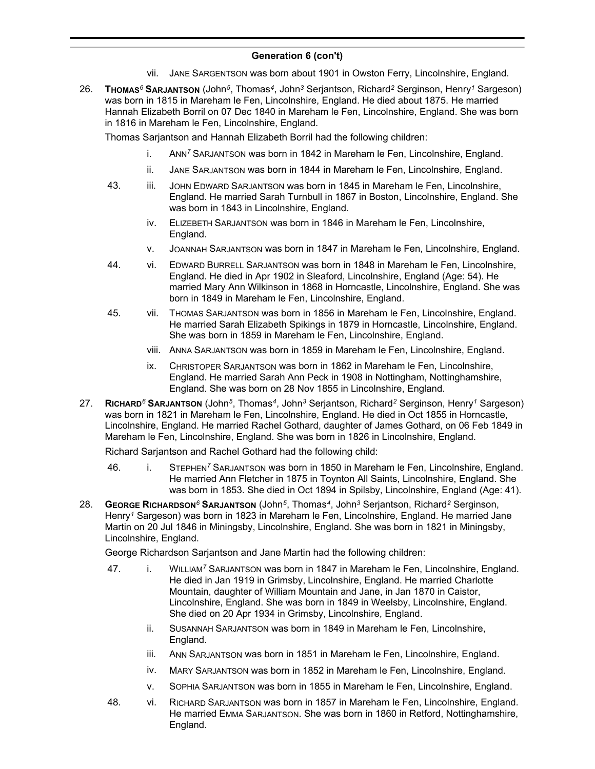## Generation 6 (con't)

vii. Jane Sargentson was born about 1901 in Owston Ferry, Lincolnshire, England.

26. **Thomas$^{6}$ Sarjantson** (John$^{5}$, Thomas$^{4}$, John$^{3}$ Serjantson, Richard$^{2}$ Serginson, Henry$^{1}$ Sargeson) was born in 1815 in Mareham le Fen, Lincolnshire, England. He died about 1875. He married Hannah Elizabeth Borril on 07 Dec 1840 in Mareham le Fen, Lincolnshire, England. She was born in 1816 in Mareham le Fen, Lincolnshire, England.

Thomas Sarjantson and Hannah Elizabeth Borril had the following children:

- i. Ann$^{7}$ Sarjantson was born in 1842 in Mareham le Fen, Lincolnshire, England.
- ii. Jane Sarjantson was born in 1844 in Mareham le Fen, Lincolnshire, England.
- 43. iii. John Edward Sarjantson was born in 1845 in Mareham le Fen, Lincolnshire, England. He married Sarah Turnbull in 1867 in Boston, Lincolnshire, England. She was born in 1843 in Lincolnshire, England.
- iv. Elizebeth Sarjantson was born in 1846 in Mareham le Fen, Lincolnshire, England.
- v. Joannah Sarjantson was born in 1847 in Mareham le Fen, Lincolnshire, England.
- 44. vi. Edward Burrell Sarjantson was born in 1848 in Mareham le Fen, Lincolnshire, England. He died in Apr 1902 in Sleaford, Lincolnshire, England (Age: 54). He married Mary Ann Wilkinson in 1868 in Horncastle, Lincolnshire, England. She was born in 1849 in Mareham le Fen, Lincolnshire, England.
- 45. vii. Thomas Sarjantson was born in 1856 in Mareham le Fen, Lincolnshire, England. He married Sarah Elizabeth Spikings in 1879 in Horncastle, Lincolnshire, England. She was born in 1859 in Mareham le Fen, Lincolnshire, England.
- viii. Anna Sarjantson was born in 1859 in Mareham le Fen, Lincolnshire, England.
- ix. Christoper Sarjantson was born in 1862 in Mareham le Fen, Lincolnshire, England. He married Sarah Ann Peck in 1908 in Nottingham, Nottinghamshire, England. She was born on 28 Nov 1855 in Lincolnshire, England.

27. **Richard$^{6}$ Sarjantson** (John$^{5}$, Thomas$^{4}$, John$^{3}$ Serjantson, Richard$^{2}$ Serginson, Henry$^{1}$ Sargeson) was born in 1821 in Mareham le Fen, Lincolnshire, England. He died in Oct 1855 in Horncastle, Lincolnshire, England. He married Rachel Gothard, daughter of James Gothard, on 06 Feb 1849 in Mareham le Fen, Lincolnshire, England. She was born in 1826 in Lincolnshire, England.

Richard Sarjantson and Rachel Gothard had the following child:

- 46. i. Stephen$^{7}$ Sarjantson was born in 1850 in Mareham le Fen, Lincolnshire, England. He married Ann Fletcher in 1875 in Toynton All Saints, Lincolnshire, England. She was born in 1853. She died in Oct 1894 in Spilsby, Lincolnshire, England (Age: 41).

28. **George Richardson$^{6}$ Sarjantson** (John$^{5}$, Thomas$^{4}$, John$^{3}$ Serjantson, Richard$^{2}$ Serginson, Henry$^{1}$ Sargeson) was born in 1823 in Mareham le Fen, Lincolnshire, England. He married Jane Martin on 20 Jul 1846 in Miningsby, Lincolnshire, England. She was born in 1821 in Miningsby, Lincolnshire, England.

George Richardson Sarjantson and Jane Martin had the following children:

- 47. i. William$^{7}$ Sarjantson was born in 1847 in Mareham le Fen, Lincolnshire, England. He died in Jan 1919 in Grimsby, Lincolnshire, England. He married Charlotte Mountain, daughter of William Mountain and Jane, in Jan 1870 in Caistor, Lincolnshire, England. She was born in 1849 in Weelsby, Lincolnshire, England. She died on 20 Apr 1934 in Grimsby, Lincolnshire, England.
- ii. Susannah Sarjantson was born in 1849 in Mareham le Fen, Lincolnshire, England.
- iii. Ann Sarjantson was born in 1851 in Mareham le Fen, Lincolnshire, England.
- iv. Mary Sarjantson was born in 1852 in Mareham le Fen, Lincolnshire, England.
- v. Sophia Sarjantson was born in 1855 in Mareham le Fen, Lincolnshire, England.
- 48. vi. Richard Sarjantson was born in 1857 in Mareham le Fen, Lincolnshire, England. He married Emma Sarjantson. She was born in 1860 in Retford, Nottinghamshire, England.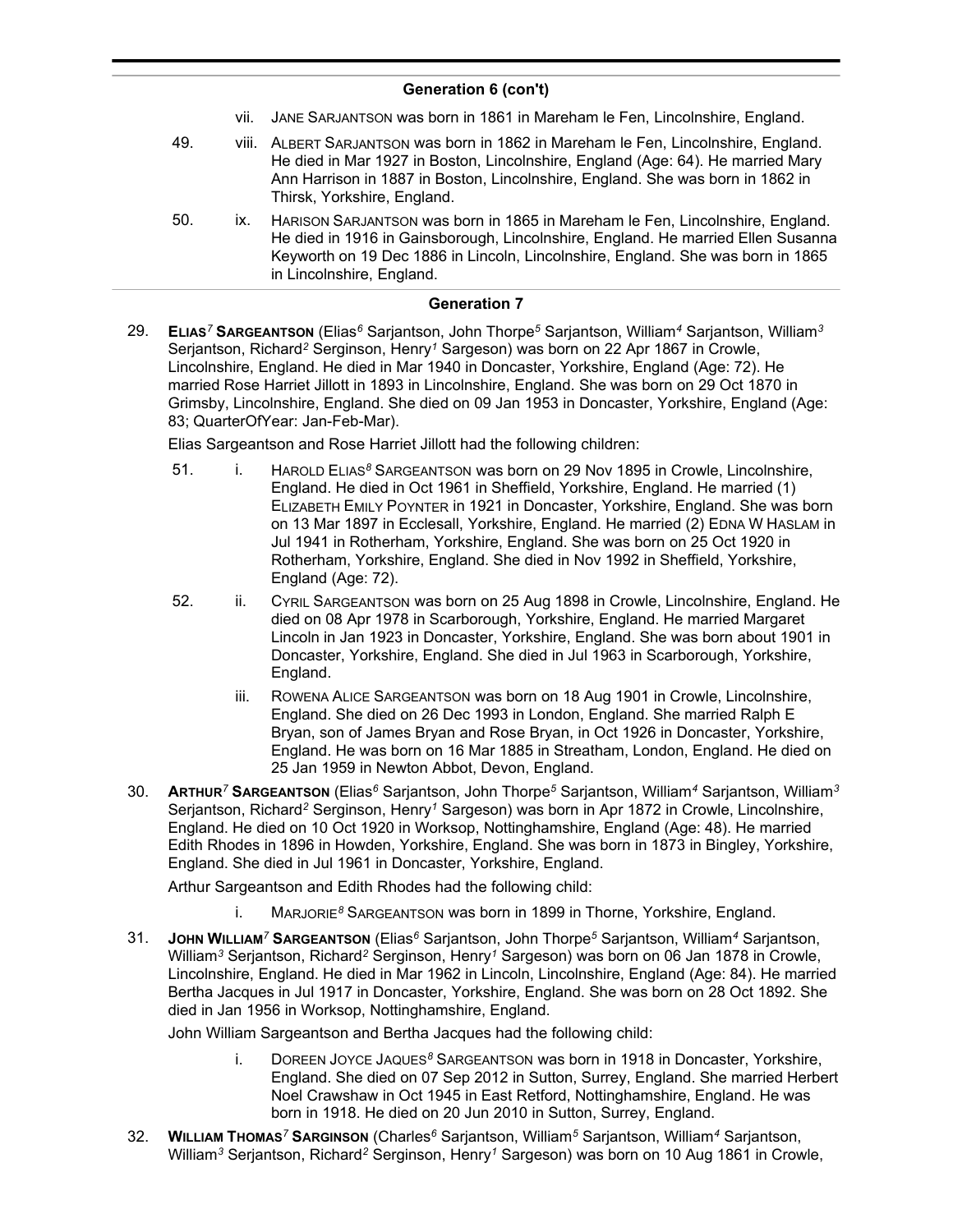## Generation 6 (con't)

vii. Jane Sarjantson was born in 1861 in Mareham le Fen, Lincolnshire, England.

49. viii. Albert Sarjantson was born in 1862 in Mareham le Fen, Lincolnshire, England. He died in Mar 1927 in Boston, Lincolnshire, England (Age: 64). He married Mary Ann Harrison in 1887 in Boston, Lincolnshire, England. She was born in 1862 in Thirsk, Yorkshire, England.

50. ix. Harison Sarjantson was born in 1865 in Mareham le Fen, Lincolnshire, England. He died in 1916 in Gainsborough, Lincolnshire, England. He married Ellen Susanna Keyworth on 19 Dec 1886 in Lincoln, Lincolnshire, England. She was born in 1865 in Lincolnshire, England.

## Generation 7

29. **Elias[7] Sargeantson** (Elias[6] Sarjantson, John Thorpe[5] Sarjantson, William[4] Sarjantson, William[3] Serjantson, Richard[2] Serginson, Henry[1] Sargeson) was born on 22 Apr 1867 in Crowle, Lincolnshire, England. He died in Mar 1940 in Doncaster, Yorkshire, England (Age: 72). He married Rose Harriet Jillott in 1893 in Lincolnshire, England. She was born on 29 Oct 1870 in Grimsby, Lincolnshire, England. She died on 09 Jan 1953 in Doncaster, Yorkshire, England (Age: 83; QuarterOfYear: Jan-Feb-Mar).

Elias Sargeantson and Rose Harriet Jillott had the following children:

51. i. Harold Elias[8] Sargeantson was born on 29 Nov 1895 in Crowle, Lincolnshire, England. He died in Oct 1961 in Sheffield, Yorkshire, England. He married (1) Elizabeth Emily Poynter in 1921 in Doncaster, Yorkshire, England. She was born on 13 Mar 1897 in Ecclesall, Yorkshire, England. He married (2) Edna W Haslam in Jul 1941 in Rotherham, Yorkshire, England. She was born on 25 Oct 1920 in Rotherham, Yorkshire, England. She died in Nov 1992 in Sheffield, Yorkshire, England (Age: 72).

52. ii. Cyril Sargeantson was born on 25 Aug 1898 in Crowle, Lincolnshire, England. He died on 08 Apr 1978 in Scarborough, Yorkshire, England. He married Margaret Lincoln in Jan 1923 in Doncaster, Yorkshire, England. She was born about 1901 in Doncaster, Yorkshire, England. She died in Jul 1963 in Scarborough, Yorkshire, England.

iii. Rowena Alice Sargeantson was born on 18 Aug 1901 in Crowle, Lincolnshire, England. She died on 26 Dec 1993 in London, England. She married Ralph E Bryan, son of James Bryan and Rose Bryan, in Oct 1926 in Doncaster, Yorkshire, England. He was born on 16 Mar 1885 in Streatham, London, England. He died on 25 Jan 1959 in Newton Abbot, Devon, England.

30. **Arthur[7] Sargeantson** (Elias[6] Sarjantson, John Thorpe[5] Sarjantson, William[4] Sarjantson, William[3] Serjantson, Richard[2] Serginson, Henry[1] Sargeson) was born in Apr 1872 in Crowle, Lincolnshire, England. He died on 10 Oct 1920 in Worksop, Nottinghamshire, England (Age: 48). He married Edith Rhodes in 1896 in Howden, Yorkshire, England. She was born in 1873 in Bingley, Yorkshire, England. She died in Jul 1961 in Doncaster, Yorkshire, England.

Arthur Sargeantson and Edith Rhodes had the following child:

i. Marjorie[8] Sargeantson was born in 1899 in Thorne, Yorkshire, England.

31. **John William[7] Sargeantson** (Elias[6] Sarjantson, John Thorpe[5] Sarjantson, William[4] Sarjantson, William[3] Serjantson, Richard[2] Serginson, Henry[1] Sargeson) was born on 06 Jan 1878 in Crowle, Lincolnshire, England. He died in Mar 1962 in Lincoln, Lincolnshire, England (Age: 84). He married Bertha Jacques in Jul 1917 in Doncaster, Yorkshire, England. She was born on 28 Oct 1892. She died in Jan 1956 in Worksop, Nottinghamshire, England.

John William Sargeantson and Bertha Jacques had the following child:

i. Doreen Joyce Jaques[8] Sargeantson was born in 1918 in Doncaster, Yorkshire, England. She died on 07 Sep 2012 in Sutton, Surrey, England. She married Herbert Noel Crawshaw in Oct 1945 in East Retford, Nottinghamshire, England. He was born in 1918. He died on 20 Jun 2010 in Sutton, Surrey, England.

32. **William Thomas[7] Sarginson** (Charles[6] Sarjantson, William[5] Sarjantson, William[4] Sarjantson, William[3] Serjantson, Richard[2] Serginson, Henry[1] Sargeson) was born on 10 Aug 1861 in Crowle,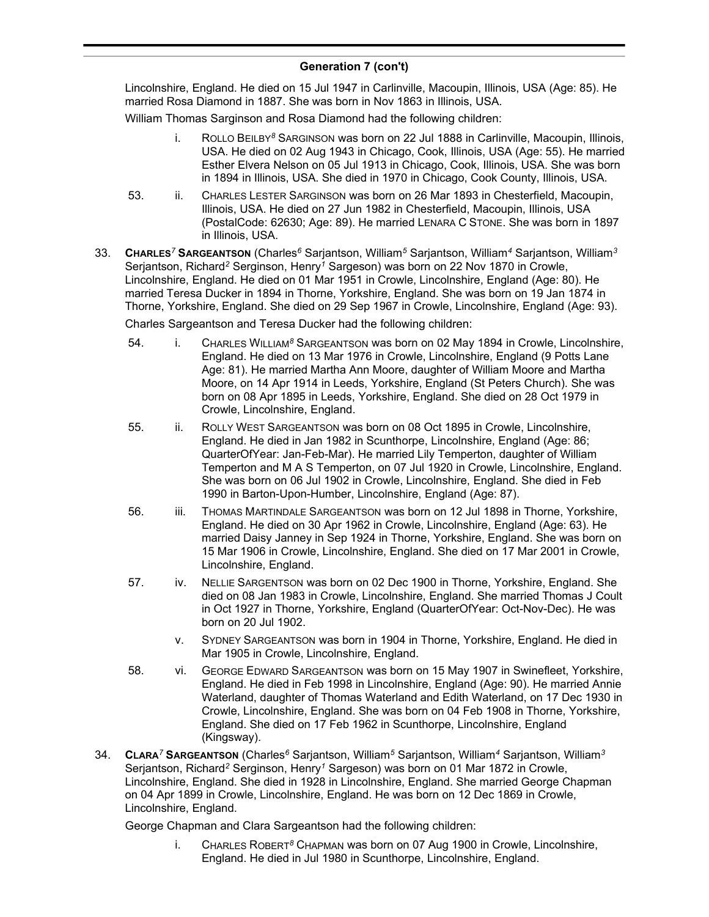## Generation 7 (con't)

Lincolnshire, England. He died on 15 Jul 1947 in Carlinville, Macoupin, Illinois, USA (Age: 85). He married Rosa Diamond in 1887. She was born in Nov 1863 in Illinois, USA.

William Thomas Sarginson and Rosa Diamond had the following children:

- i. ROLLO BEILBY[8] SARGINSON was born on 22 Jul 1888 in Carlinville, Macoupin, Illinois, USA. He died on 02 Aug 1943 in Chicago, Cook, Illinois, USA (Age: 55). He married Esther Elvera Nelson on 05 Jul 1913 in Chicago, Cook, Illinois, USA. She was born in 1894 in Illinois, USA. She died in 1970 in Chicago, Cook County, Illinois, USA.
- 53. ii. CHARLES LESTER SARGINSON was born on 26 Mar 1893 in Chesterfield, Macoupin, Illinois, USA. He died on 27 Jun 1982 in Chesterfield, Macoupin, Illinois, USA (PostalCode: 62630; Age: 89). He married LENARA C STONE. She was born in 1897 in Illinois, USA.

33. **CHARLES[7] SARGEANTSON** (Charles[6] Sarjantson, William[5] Sarjantson, William[4] Sarjantson, William[3] Serjantson, Richard[2] Serginson, Henry[1] Sargeson) was born on 22 Nov 1870 in Crowle, Lincolnshire, England. He died on 01 Mar 1951 in Crowle, Lincolnshire, England (Age: 80). He married Teresa Ducker in 1894 in Thorne, Yorkshire, England. She was born on 19 Jan 1874 in Thorne, Yorkshire, England. She died on 29 Sep 1967 in Crowle, Lincolnshire, England (Age: 93).

Charles Sargeantson and Teresa Ducker had the following children:

- 54. i. CHARLES WILLIAM[8] SARGEANTSON was born on 02 May 1894 in Crowle, Lincolnshire, England. He died on 13 Mar 1976 in Crowle, Lincolnshire, England (9 Potts Lane Age: 81). He married Martha Ann Moore, daughter of William Moore and Martha Moore, on 14 Apr 1914 in Leeds, Yorkshire, England (St Peters Church). She was born on 08 Apr 1895 in Leeds, Yorkshire, England. She died on 28 Oct 1979 in Crowle, Lincolnshire, England.
- 55. ii. ROLLY WEST SARGEANTSON was born on 08 Oct 1895 in Crowle, Lincolnshire, England. He died in Jan 1982 in Scunthorpe, Lincolnshire, England (Age: 86; QuarterOfYear: Jan-Feb-Mar). He married Lily Temperton, daughter of William Temperton and M A S Temperton, on 07 Jul 1920 in Crowle, Lincolnshire, England. She was born on 06 Jul 1902 in Crowle, Lincolnshire, England. She died in Feb 1990 in Barton-Upon-Humber, Lincolnshire, England (Age: 87).
- 56. iii. THOMAS MARTINDALE SARGEANTSON was born on 12 Jul 1898 in Thorne, Yorkshire, England. He died on 30 Apr 1962 in Crowle, Lincolnshire, England (Age: 63). He married Daisy Janney in Sep 1924 in Thorne, Yorkshire, England. She was born on 15 Mar 1906 in Crowle, Lincolnshire, England. She died on 17 Mar 2001 in Crowle, Lincolnshire, England.
- 57. iv. NELLIE SARGENTSON was born on 02 Dec 1900 in Thorne, Yorkshire, England. She died on 08 Jan 1983 in Crowle, Lincolnshire, England. She married Thomas J Coult in Oct 1927 in Thorne, Yorkshire, England (QuarterOfYear: Oct-Nov-Dec). He was born on 20 Jul 1902.
- v. SYDNEY SARGEANTSON was born in 1904 in Thorne, Yorkshire, England. He died in Mar 1905 in Crowle, Lincolnshire, England.
- 58. vi. GEORGE EDWARD SARGEANTSON was born on 15 May 1907 in Swinefleet, Yorkshire, England. He died in Feb 1998 in Lincolnshire, England (Age: 90). He married Annie Waterland, daughter of Thomas Waterland and Edith Waterland, on 17 Dec 1930 in Crowle, Lincolnshire, England. She was born on 04 Feb 1908 in Thorne, Yorkshire, England. She died on 17 Feb 1962 in Scunthorpe, Lincolnshire, England (Kingsway).

34. **CLARA[7] SARGEANTSON** (Charles[6] Sarjantson, William[5] Sarjantson, William[4] Sarjantson, William[3] Serjantson, Richard[2] Serginson, Henry[1] Sargeson) was born on 01 Mar 1872 in Crowle, Lincolnshire, England. She died in 1928 in Lincolnshire, England. She married George Chapman on 04 Apr 1899 in Crowle, Lincolnshire, England. He was born on 12 Dec 1869 in Crowle, Lincolnshire, England.

George Chapman and Clara Sargeantson had the following children:

- i. CHARLES ROBERT[8] CHAPMAN was born on 07 Aug 1900 in Crowle, Lincolnshire, England. He died in Jul 1980 in Scunthorpe, Lincolnshire, England.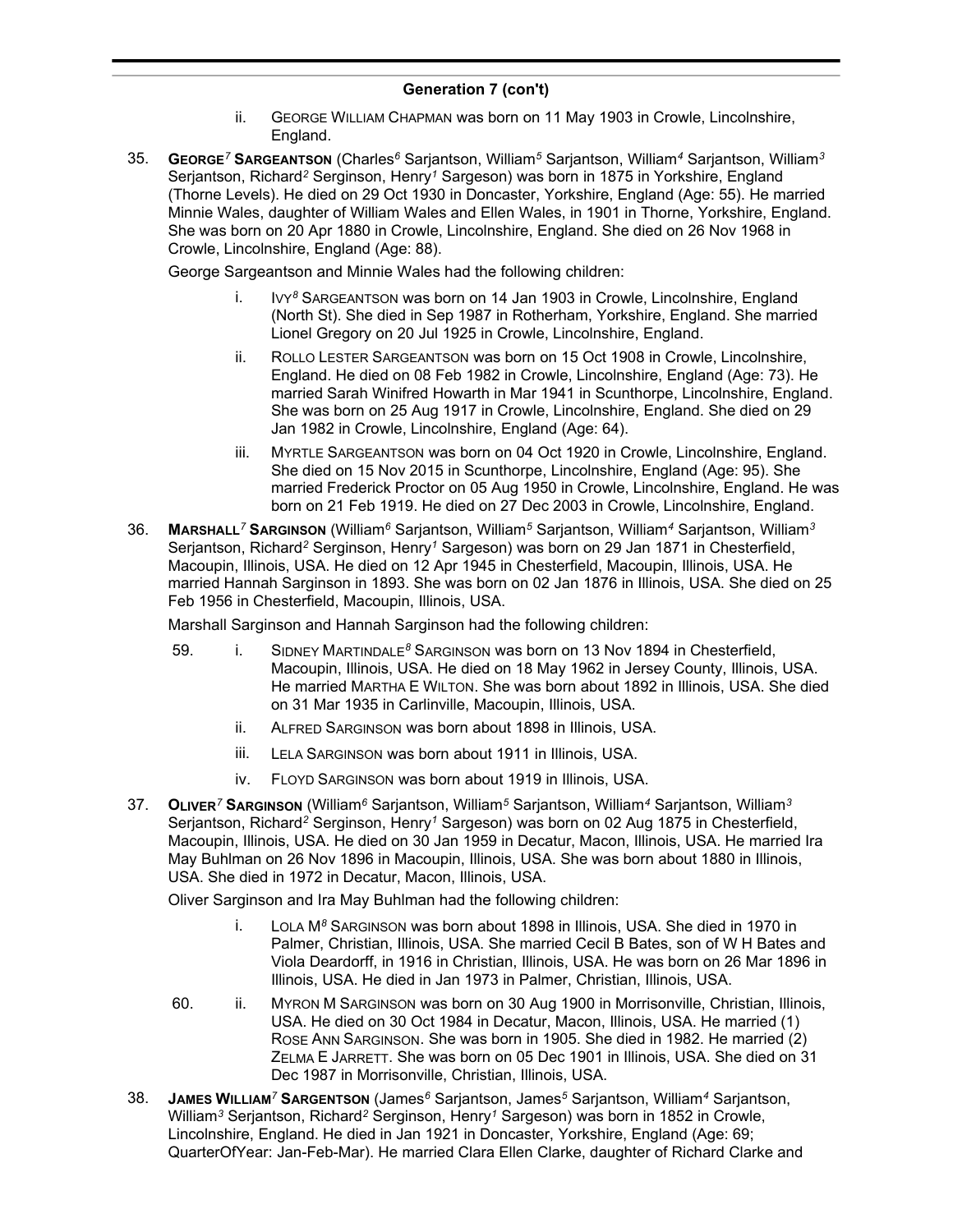## Generation 7 (con't)

ii. George William Chapman was born on 11 May 1903 in Crowle, Lincolnshire, England.

35. **George[7] Sargeantson** (Charles[6] Sarjantson, William[5] Sarjantson, William[4] Sarjantson, William[3] Serjantson, Richard[2] Serginson, Henry[1] Sargeson) was born in 1875 in Yorkshire, England (Thorne Levels). He died on 29 Oct 1930 in Doncaster, Yorkshire, England (Age: 55). He married Minnie Wales, daughter of William Wales and Ellen Wales, in 1901 in Thorne, Yorkshire, England. She was born on 20 Apr 1880 in Crowle, Lincolnshire, England. She died on 26 Nov 1968 in Crowle, Lincolnshire, England (Age: 88).

George Sargeantson and Minnie Wales had the following children:

i. Ivy[8] Sargeantson was born on 14 Jan 1903 in Crowle, Lincolnshire, England (North St). She died in Sep 1987 in Rotherham, Yorkshire, England. She married Lionel Gregory on 20 Jul 1925 in Crowle, Lincolnshire, England.

ii. Rollo Lester Sargeantson was born on 15 Oct 1908 in Crowle, Lincolnshire, England. He died on 08 Feb 1982 in Crowle, Lincolnshire, England (Age: 73). He married Sarah Winifred Howarth in Mar 1941 in Scunthorpe, Lincolnshire, England. She was born on 25 Aug 1917 in Crowle, Lincolnshire, England. She died on 29 Jan 1982 in Crowle, Lincolnshire, England (Age: 64).

iii. Myrtle Sargeantson was born on 04 Oct 1920 in Crowle, Lincolnshire, England. She died on 15 Nov 2015 in Scunthorpe, Lincolnshire, England (Age: 95). She married Frederick Proctor on 05 Aug 1950 in Crowle, Lincolnshire, England. He was born on 21 Feb 1919. He died on 27 Dec 2003 in Crowle, Lincolnshire, England.

36. **Marshall[7] Sarginson** (William[6] Sarjantson, William[5] Sarjantson, William[4] Sarjantson, William[3] Serjantson, Richard[2] Serginson, Henry[1] Sargeson) was born on 29 Jan 1871 in Chesterfield, Macoupin, Illinois, USA. He died on 12 Apr 1945 in Chesterfield, Macoupin, Illinois, USA. He married Hannah Sarginson in 1893. She was born on 02 Jan 1876 in Illinois, USA. She died on 25 Feb 1956 in Chesterfield, Macoupin, Illinois, USA.

Marshall Sarginson and Hannah Sarginson had the following children:

59. i. Sidney Martindale[8] Sarginson was born on 13 Nov 1894 in Chesterfield, Macoupin, Illinois, USA. He died on 18 May 1962 in Jersey County, Illinois, USA. He married Martha E Wilton. She was born about 1892 in Illinois, USA. She died on 31 Mar 1935 in Carlinville, Macoupin, Illinois, USA.

ii. Alfred Sarginson was born about 1898 in Illinois, USA.

iii. Lela Sarginson was born about 1911 in Illinois, USA.

iv. Floyd Sarginson was born about 1919 in Illinois, USA.

37. **Oliver[7] Sarginson** (William[6] Sarjantson, William[5] Sarjantson, William[4] Sarjantson, William[3] Serjantson, Richard[2] Serginson, Henry[1] Sargeson) was born on 02 Aug 1875 in Chesterfield, Macoupin, Illinois, USA. He died on 30 Jan 1959 in Decatur, Macon, Illinois, USA. He married Ira May Buhlman on 26 Nov 1896 in Macoupin, Illinois, USA. She was born about 1880 in Illinois, USA. She died in 1972 in Decatur, Macon, Illinois, USA.

Oliver Sarginson and Ira May Buhlman had the following children:

i. Lola M[8] Sarginson was born about 1898 in Illinois, USA. She died in 1970 in Palmer, Christian, Illinois, USA. She married Cecil B Bates, son of W H Bates and Viola Deardorff, in 1916 in Christian, Illinois, USA. He was born on 26 Mar 1896 in Illinois, USA. He died in Jan 1973 in Palmer, Christian, Illinois, USA.

60. ii. Myron M Sarginson was born on 30 Aug 1900 in Morrisonville, Christian, Illinois, USA. He died on 30 Oct 1984 in Decatur, Macon, Illinois, USA. He married (1) Rose Ann Sarginson. She was born in 1905. She died in 1982. He married (2) Zelma E Jarrett. She was born on 05 Dec 1901 in Illinois, USA. She died on 31 Dec 1987 in Morrisonville, Christian, Illinois, USA.

38. **James William[7] Sargentson** (James[6] Sarjantson, James[5] Sarjantson, William[4] Sarjantson, William[3] Serjantson, Richard[2] Serginson, Henry[1] Sargeson) was born in 1852 in Crowle, Lincolnshire, England. He died in Jan 1921 in Doncaster, Yorkshire, England (Age: 69; QuarterOfYear: Jan-Feb-Mar). He married Clara Ellen Clarke, daughter of Richard Clarke and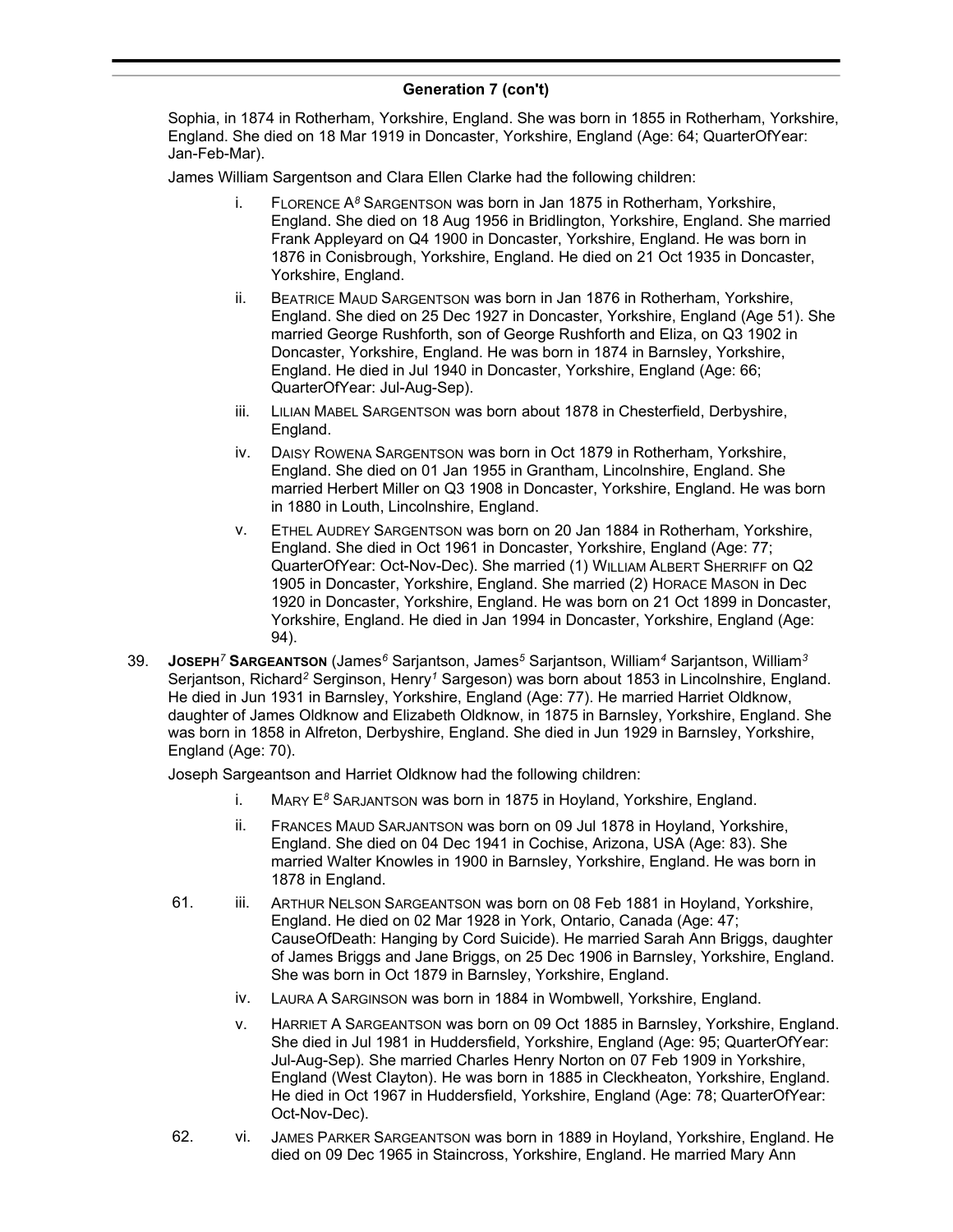## Generation 7 (con't)

Sophia, in 1874 in Rotherham, Yorkshire, England. She was born in 1855 in Rotherham, Yorkshire, England. She died on 18 Mar 1919 in Doncaster, Yorkshire, England (Age: 64; QuarterOfYear: Jan-Feb-Mar).

James William Sargentson and Clara Ellen Clarke had the following children:

- i. FLORENCE A[8] SARGENTSON was born in Jan 1875 in Rotherham, Yorkshire, England. She died on 18 Aug 1956 in Bridlington, Yorkshire, England. She married Frank Appleyard on Q4 1900 in Doncaster, Yorkshire, England. He was born in 1876 in Conisbrough, Yorkshire, England. He died on 21 Oct 1935 in Doncaster, Yorkshire, England.
- ii. BEATRICE MAUD SARGENTSON was born in Jan 1876 in Rotherham, Yorkshire, England. She died on 25 Dec 1927 in Doncaster, Yorkshire, England (Age 51). She married George Rushforth, son of George Rushforth and Eliza, on Q3 1902 in Doncaster, Yorkshire, England. He was born in 1874 in Barnsley, Yorkshire, England. He died in Jul 1940 in Doncaster, Yorkshire, England (Age: 66; QuarterOfYear: Jul-Aug-Sep).
- iii. LILIAN MABEL SARGENTSON was born about 1878 in Chesterfield, Derbyshire, England.
- iv. DAISY ROWENA SARGENTSON was born in Oct 1879 in Rotherham, Yorkshire, England. She died on 01 Jan 1955 in Grantham, Lincolnshire, England. She married Herbert Miller on Q3 1908 in Doncaster, Yorkshire, England. He was born in 1880 in Louth, Lincolnshire, England.
- v. ETHEL AUDREY SARGENTSON was born on 20 Jan 1884 in Rotherham, Yorkshire, England. She died in Oct 1961 in Doncaster, Yorkshire, England (Age: 77; QuarterOfYear: Oct-Nov-Dec). She married (1) WILLIAM ALBERT SHERRIFF on Q2 1905 in Doncaster, Yorkshire, England. She married (2) HORACE MASON in Dec 1920 in Doncaster, Yorkshire, England. He was born on 21 Oct 1899 in Doncaster, Yorkshire, England. He died in Jan 1994 in Doncaster, Yorkshire, England (Age: 94).

39. **JOSEPH[7] SARGEANTSON** (James[6] Sarjantson, James[5] Sarjantson, William[4] Sarjantson, William[3] Serjantson, Richard[2] Serginson, Henry[1] Sargeson) was born about 1853 in Lincolnshire, England. He died in Jun 1931 in Barnsley, Yorkshire, England (Age: 77). He married Harriet Oldknow, daughter of James Oldknow and Elizabeth Oldknow, in 1875 in Barnsley, Yorkshire, England. She was born in 1858 in Alfreton, Derbyshire, England. She died in Jun 1929 in Barnsley, Yorkshire, England (Age: 70).

Joseph Sargeantson and Harriet Oldknow had the following children:

- i. MARY E[8] SARJANTSON was born in 1875 in Hoyland, Yorkshire, England.
- ii. FRANCES MAUD SARJANTSON was born on 09 Jul 1878 in Hoyland, Yorkshire, England. She died on 04 Dec 1941 in Cochise, Arizona, USA (Age: 83). She married Walter Knowles in 1900 in Barnsley, Yorkshire, England. He was born in 1878 in England.
- 61. iii. ARTHUR NELSON SARGEANTSON was born on 08 Feb 1881 in Hoyland, Yorkshire, England. He died on 02 Mar 1928 in York, Ontario, Canada (Age: 47; CauseOfDeath: Hanging by Cord Suicide). He married Sarah Ann Briggs, daughter of James Briggs and Jane Briggs, on 25 Dec 1906 in Barnsley, Yorkshire, England. She was born in Oct 1879 in Barnsley, Yorkshire, England.
- iv. LAURA A SARGINSON was born in 1884 in Wombwell, Yorkshire, England.
- v. HARRIET A SARGEANTSON was born on 09 Oct 1885 in Barnsley, Yorkshire, England. She died in Jul 1981 in Huddersfield, Yorkshire, England (Age: 95; QuarterOfYear: Jul-Aug-Sep). She married Charles Henry Norton on 07 Feb 1909 in Yorkshire, England (West Clayton). He was born in 1885 in Cleckheaton, Yorkshire, England. He died in Oct 1967 in Huddersfield, Yorkshire, England (Age: 78; QuarterOfYear: Oct-Nov-Dec).
- 62. vi. JAMES PARKER SARGEANTSON was born in 1889 in Hoyland, Yorkshire, England. He died on 09 Dec 1965 in Staincross, Yorkshire, England. He married Mary Ann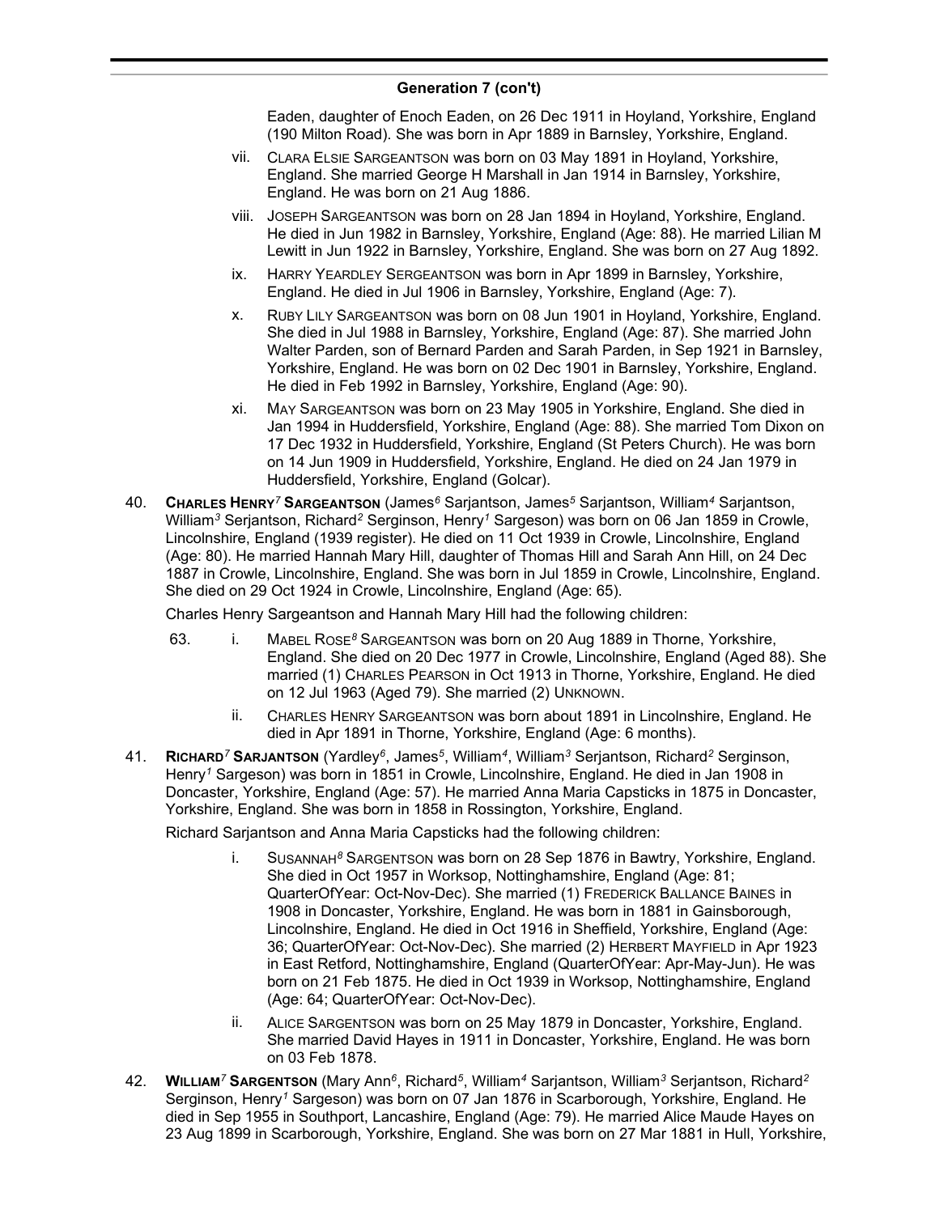## Generation 7 (con't)

Eaden, daughter of Enoch Eaden, on 26 Dec 1911 in Hoyland, Yorkshire, England (190 Milton Road). She was born in Apr 1889 in Barnsley, Yorkshire, England.

- vii. Clara Elsie Sargeantson was born on 03 May 1891 in Hoyland, Yorkshire, England. She married George H Marshall in Jan 1914 in Barnsley, Yorkshire, England. He was born on 21 Aug 1886.
- viii. Joseph Sargeantson was born on 28 Jan 1894 in Hoyland, Yorkshire, England. He died in Jun 1982 in Barnsley, Yorkshire, England (Age: 88). He married Lilian M Lewitt in Jun 1922 in Barnsley, Yorkshire, England. She was born on 27 Aug 1892.
- ix. Harry Yeardley Sergeantson was born in Apr 1899 in Barnsley, Yorkshire, England. He died in Jul 1906 in Barnsley, Yorkshire, England (Age: 7).
- x. Ruby Lily Sargeantson was born on 08 Jun 1901 in Hoyland, Yorkshire, England. She died in Jul 1988 in Barnsley, Yorkshire, England (Age: 87). She married John Walter Parden, son of Bernard Parden and Sarah Parden, in Sep 1921 in Barnsley, Yorkshire, England. He was born on 02 Dec 1901 in Barnsley, Yorkshire, England. He died in Feb 1992 in Barnsley, Yorkshire, England (Age: 90).
- xi. May Sargeantson was born on 23 May 1905 in Yorkshire, England. She died in Jan 1994 in Huddersfield, Yorkshire, England (Age: 88). She married Tom Dixon on 17 Dec 1932 in Huddersfield, Yorkshire, England (St Peters Church). He was born on 14 Jun 1909 in Huddersfield, Yorkshire, England. He died on 24 Jan 1979 in Huddersfield, Yorkshire, England (Golcar).

40. **Charles Henry*7* Sargeantson** (James*6* Sarjantson, James*5* Sarjantson, William*4* Sarjantson, William*3* Serjantson, Richard*2* Serginson, Henry*1* Sargeson) was born on 06 Jan 1859 in Crowle, Lincolnshire, England (1939 register). He died on 11 Oct 1939 in Crowle, Lincolnshire, England (Age: 80). He married Hannah Mary Hill, daughter of Thomas Hill and Sarah Ann Hill, on 24 Dec 1887 in Crowle, Lincolnshire, England. She was born in Jul 1859 in Crowle, Lincolnshire, England. She died on 29 Oct 1924 in Crowle, Lincolnshire, England (Age: 65).

Charles Henry Sargeantson and Hannah Mary Hill had the following children:

- 63. i. Mabel Rose*8* Sargeantson was born on 20 Aug 1889 in Thorne, Yorkshire, England. She died on 20 Dec 1977 in Crowle, Lincolnshire, England (Aged 88). She married (1) Charles Pearson in Oct 1913 in Thorne, Yorkshire, England. He died on 12 Jul 1963 (Aged 79). She married (2) Unknown.
- ii. Charles Henry Sargeantson was born about 1891 in Lincolnshire, England. He died in Apr 1891 in Thorne, Yorkshire, England (Age: 6 months).

41. **Richard*7* Sarjantson** (Yardley*6*, James*5*, William*4*, William*3* Serjantson, Richard*2* Serginson, Henry*1* Sargeson) was born in 1851 in Crowle, Lincolnshire, England. He died in Jan 1908 in Doncaster, Yorkshire, England (Age: 57). He married Anna Maria Capsticks in 1875 in Doncaster, Yorkshire, England. She was born in 1858 in Rossington, Yorkshire, England.

Richard Sarjantson and Anna Maria Capsticks had the following children:

- i. Susannah*8* Sargentson was born on 28 Sep 1876 in Bawtry, Yorkshire, England. She died in Oct 1957 in Worksop, Nottinghamshire, England (Age: 81; QuarterOfYear: Oct-Nov-Dec). She married (1) Frederick Ballance Baines in 1908 in Doncaster, Yorkshire, England. He was born in 1881 in Gainsborough, Lincolnshire, England. He died in Oct 1916 in Sheffield, Yorkshire, England (Age: 36; QuarterOfYear: Oct-Nov-Dec). She married (2) Herbert Mayfield in Apr 1923 in East Retford, Nottinghamshire, England (QuarterOfYear: Apr-May-Jun). He was born on 21 Feb 1875. He died in Oct 1939 in Worksop, Nottinghamshire, England (Age: 64; QuarterOfYear: Oct-Nov-Dec).
- ii. Alice Sargentson was born on 25 May 1879 in Doncaster, Yorkshire, England. She married David Hayes in 1911 in Doncaster, Yorkshire, England. He was born on 03 Feb 1878.

42. **William*7* Sargentson** (Mary Ann*6*, Richard*5*, William*4* Sarjantson, William*3* Serjantson, Richard*2* Serginson, Henry*1* Sargeson) was born on 07 Jan 1876 in Scarborough, Yorkshire, England. He died in Sep 1955 in Southport, Lancashire, England (Age: 79). He married Alice Maude Hayes on 23 Aug 1899 in Scarborough, Yorkshire, England. She was born on 27 Mar 1881 in Hull, Yorkshire,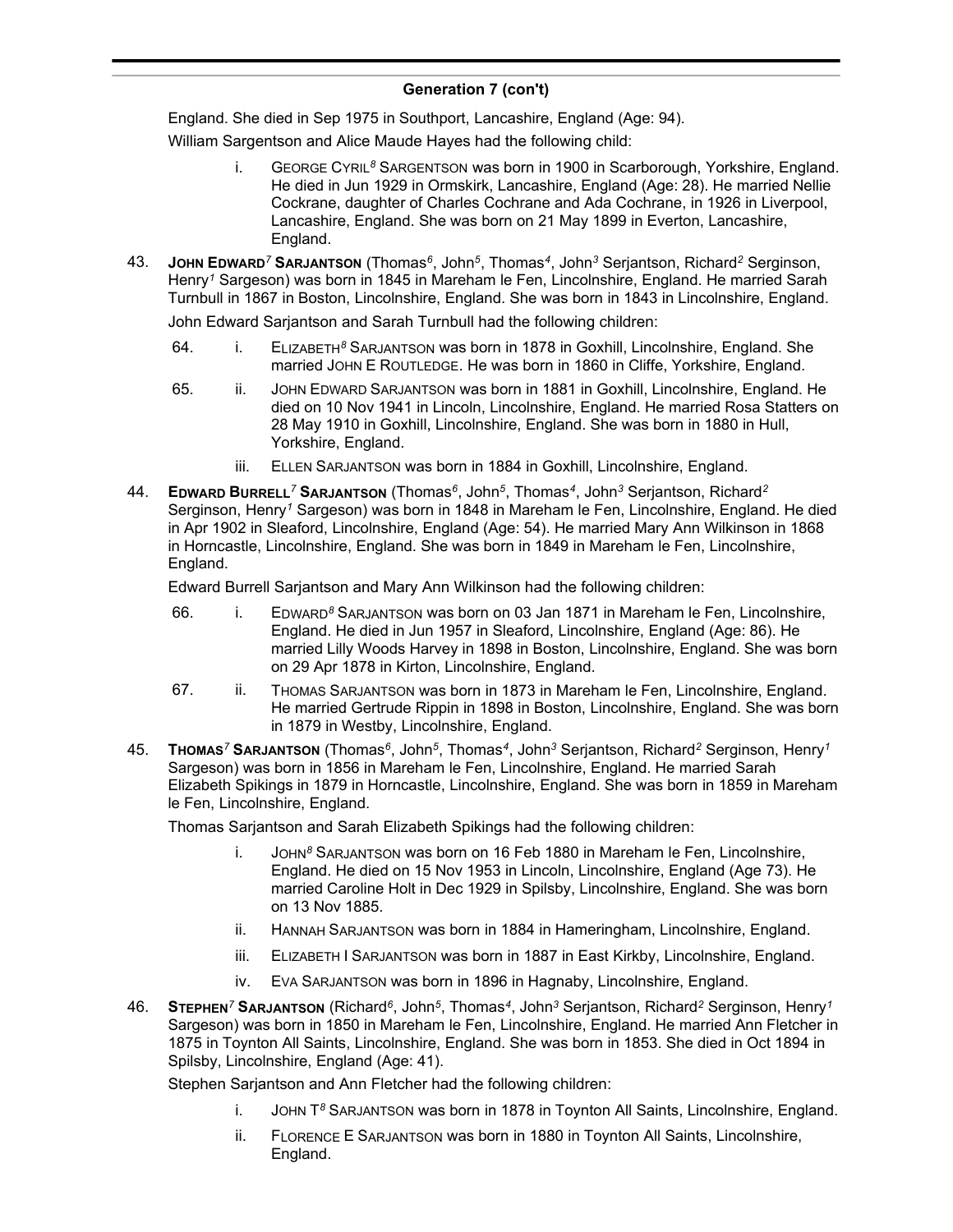## Generation 7 (con't)

England. She died in Sep 1975 in Southport, Lancashire, England (Age: 94).

William Sargentson and Alice Maude Hayes had the following child:

i. George Cyril[8] Sargentson was born in 1900 in Scarborough, Yorkshire, England. He died in Jun 1929 in Ormskirk, Lancashire, England (Age: 28). He married Nellie Cockrane, daughter of Charles Cochrane and Ada Cochrane, in 1926 in Liverpool, Lancashire, England. She was born on 21 May 1899 in Everton, Lancashire, England.

43. **John Edward[7] Sarjantson** (Thomas[6], John[5], Thomas[4], John[3] Serjantson, Richard[2] Serginson, Henry[1] Sargeson) was born in 1845 in Mareham le Fen, Lincolnshire, England. He married Sarah Turnbull in 1867 in Boston, Lincolnshire, England. She was born in 1843 in Lincolnshire, England.

John Edward Sarjantson and Sarah Turnbull had the following children:

64. i. Elizabeth[8] Sarjantson was born in 1878 in Goxhill, Lincolnshire, England. She married John E Routledge. He was born in 1860 in Cliffe, Yorkshire, England.

65. ii. John Edward Sarjantson was born in 1881 in Goxhill, Lincolnshire, England. He died on 10 Nov 1941 in Lincoln, Lincolnshire, England. He married Rosa Statters on 28 May 1910 in Goxhill, Lincolnshire, England. She was born in 1880 in Hull, Yorkshire, England.

iii. Ellen Sarjantson was born in 1884 in Goxhill, Lincolnshire, England.

44. **Edward Burrell[7] Sarjantson** (Thomas[6], John[5], Thomas[4], John[3] Serjantson, Richard[2] Serginson, Henry[1] Sargeson) was born in 1848 in Mareham le Fen, Lincolnshire, England. He died in Apr 1902 in Sleaford, Lincolnshire, England (Age: 54). He married Mary Ann Wilkinson in 1868 in Horncastle, Lincolnshire, England. She was born in 1849 in Mareham le Fen, Lincolnshire, England.

Edward Burrell Sarjantson and Mary Ann Wilkinson had the following children:

66. i. Edward[8] Sarjantson was born on 03 Jan 1871 in Mareham le Fen, Lincolnshire, England. He died in Jun 1957 in Sleaford, Lincolnshire, England (Age: 86). He married Lilly Woods Harvey in 1898 in Boston, Lincolnshire, England. She was born on 29 Apr 1878 in Kirton, Lincolnshire, England.

67. ii. Thomas Sarjantson was born in 1873 in Mareham le Fen, Lincolnshire, England. He married Gertrude Rippin in 1898 in Boston, Lincolnshire, England. She was born in 1879 in Westby, Lincolnshire, England.

45. **Thomas[7] Sarjantson** (Thomas[6], John[5], Thomas[4], John[3] Serjantson, Richard[2] Serginson, Henry[1] Sargeson) was born in 1856 in Mareham le Fen, Lincolnshire, England. He married Sarah Elizabeth Spikings in 1879 in Horncastle, Lincolnshire, England. She was born in 1859 in Mareham le Fen, Lincolnshire, England.

Thomas Sarjantson and Sarah Elizabeth Spikings had the following children:

i. John[8] Sarjantson was born on 16 Feb 1880 in Mareham le Fen, Lincolnshire, England. He died on 15 Nov 1953 in Lincoln, Lincolnshire, England (Age 73). He married Caroline Holt in Dec 1929 in Spilsby, Lincolnshire, England. She was born on 13 Nov 1885.

ii. Hannah Sarjantson was born in 1884 in Hameringham, Lincolnshire, England.

iii. Elizabeth I Sarjantson was born in 1887 in East Kirkby, Lincolnshire, England.

iv. Eva Sarjantson was born in 1896 in Hagnaby, Lincolnshire, England.

46. **Stephen[7] Sarjantson** (Richard[6], John[5], Thomas[4], John[3] Serjantson, Richard[2] Serginson, Henry[1] Sargeson) was born in 1850 in Mareham le Fen, Lincolnshire, England. He married Ann Fletcher in 1875 in Toynton All Saints, Lincolnshire, England. She was born in 1853. She died in Oct 1894 in Spilsby, Lincolnshire, England (Age: 41).

Stephen Sarjantson and Ann Fletcher had the following children:

i. John T[8] Sarjantson was born in 1878 in Toynton All Saints, Lincolnshire, England.

ii. Florence E Sarjantson was born in 1880 in Toynton All Saints, Lincolnshire, England.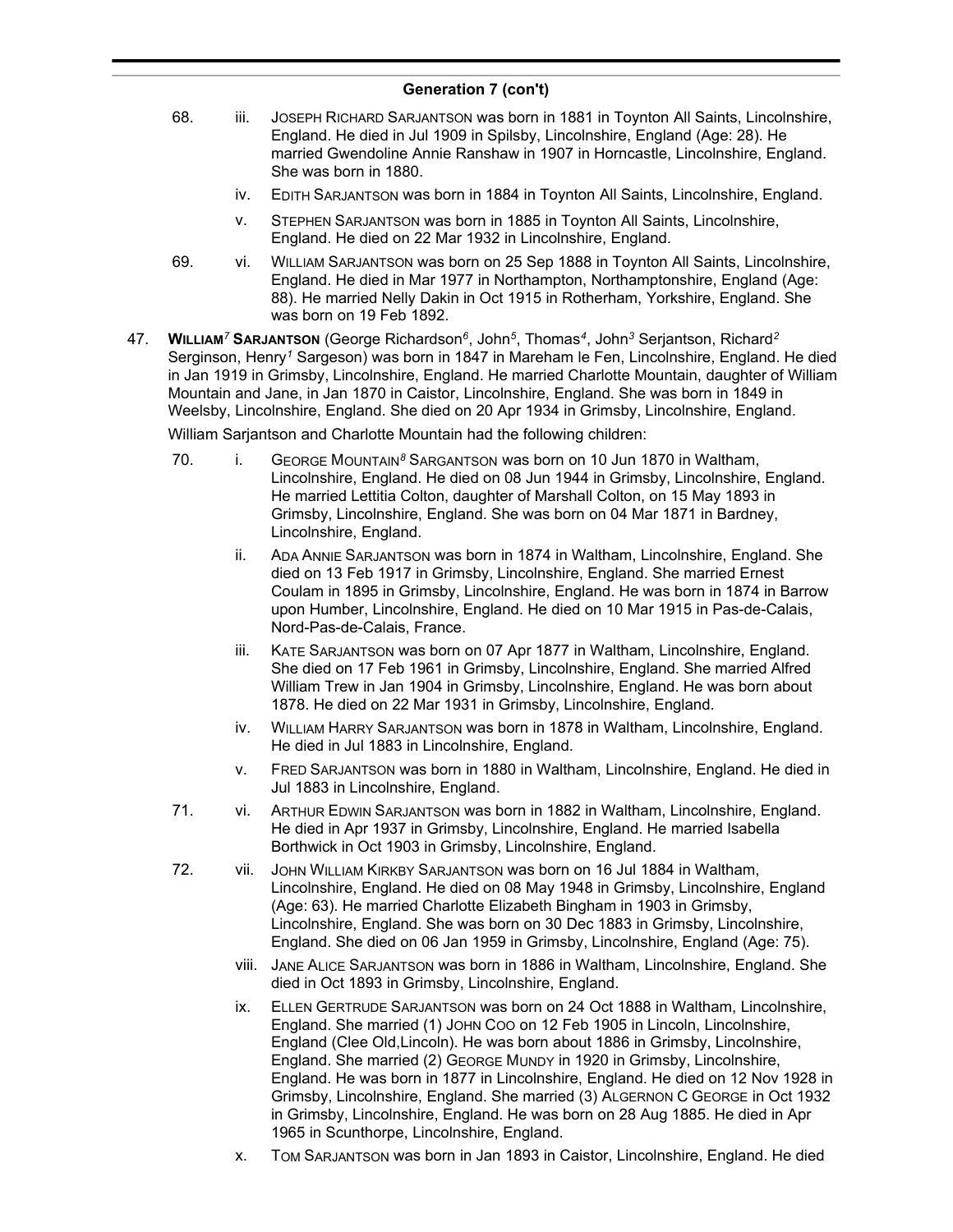## Generation 7 (con't)

68. iii. JOSEPH RICHARD SARJANTSON was born in 1881 in Toynton All Saints, Lincolnshire, England. He died in Jul 1909 in Spilsby, Lincolnshire, England (Age: 28). He married Gwendoline Annie Ranshaw in 1907 in Horncastle, Lincolnshire, England. She was born in 1880.

iv. EDITH SARJANTSON was born in 1884 in Toynton All Saints, Lincolnshire, England.

v. STEPHEN SARJANTSON was born in 1885 in Toynton All Saints, Lincolnshire, England. He died on 22 Mar 1932 in Lincolnshire, England.

69. vi. WILLIAM SARJANTSON was born on 25 Sep 1888 in Toynton All Saints, Lincolnshire, England. He died in Mar 1977 in Northampton, Northamptonshire, England (Age: 88). He married Nelly Dakin in Oct 1915 in Rotherham, Yorkshire, England. She was born on 19 Feb 1892.

47. **WILLIAM**[7] **SARJANTSON** (George Richardson[6], John[5], Thomas[4], John[3] Serjantson, Richard[2] Serginson, Henry[1] Sargeson) was born in 1847 in Mareham le Fen, Lincolnshire, England. He died in Jan 1919 in Grimsby, Lincolnshire, England. He married Charlotte Mountain, daughter of William Mountain and Jane, in Jan 1870 in Caistor, Lincolnshire, England. She was born in 1849 in Weelsby, Lincolnshire, England. She died on 20 Apr 1934 in Grimsby, Lincolnshire, England.

William Sarjantson and Charlotte Mountain had the following children:

70. i. GEORGE MOUNTAIN[8] SARGANTSON was born on 10 Jun 1870 in Waltham, Lincolnshire, England. He died on 08 Jun 1944 in Grimsby, Lincolnshire, England. He married Lettitia Colton, daughter of Marshall Colton, on 15 May 1893 in Grimsby, Lincolnshire, England. She was born on 04 Mar 1871 in Bardney, Lincolnshire, England.

ii. ADA ANNIE SARJANTSON was born in 1874 in Waltham, Lincolnshire, England. She died on 13 Feb 1917 in Grimsby, Lincolnshire, England. She married Ernest Coulam in 1895 in Grimsby, Lincolnshire, England. He was born in 1874 in Barrow upon Humber, Lincolnshire, England. He died on 10 Mar 1915 in Pas-de-Calais, Nord-Pas-de-Calais, France.

iii. KATE SARJANTSON was born on 07 Apr 1877 in Waltham, Lincolnshire, England. She died on 17 Feb 1961 in Grimsby, Lincolnshire, England. She married Alfred William Trew in Jan 1904 in Grimsby, Lincolnshire, England. He was born about 1878. He died on 22 Mar 1931 in Grimsby, Lincolnshire, England.

iv. WILLIAM HARRY SARJANTSON was born in 1878 in Waltham, Lincolnshire, England. He died in Jul 1883 in Lincolnshire, England.

v. FRED SARJANTSON was born in 1880 in Waltham, Lincolnshire, England. He died in Jul 1883 in Lincolnshire, England.

71. vi. ARTHUR EDWIN SARJANTSON was born in 1882 in Waltham, Lincolnshire, England. He died in Apr 1937 in Grimsby, Lincolnshire, England. He married Isabella Borthwick in Oct 1903 in Grimsby, Lincolnshire, England.

72. vii. JOHN WILLIAM KIRKBY SARJANTSON was born on 16 Jul 1884 in Waltham, Lincolnshire, England. He died on 08 May 1948 in Grimsby, Lincolnshire, England (Age: 63). He married Charlotte Elizabeth Bingham in 1903 in Grimsby, Lincolnshire, England. She was born on 30 Dec 1883 in Grimsby, Lincolnshire, England. She died on 06 Jan 1959 in Grimsby, Lincolnshire, England (Age: 75).

viii. JANE ALICE SARJANTSON was born in 1886 in Waltham, Lincolnshire, England. She died in Oct 1893 in Grimsby, Lincolnshire, England.

ix. ELLEN GERTRUDE SARJANTSON was born on 24 Oct 1888 in Waltham, Lincolnshire, England. She married (1) JOHN COO on 12 Feb 1905 in Lincoln, Lincolnshire, England (Clee Old,Lincoln). He was born about 1886 in Grimsby, Lincolnshire, England. She married (2) GEORGE MUNDY in 1920 in Grimsby, Lincolnshire, England. He was born in 1877 in Lincolnshire, England. He died on 12 Nov 1928 in Grimsby, Lincolnshire, England. She married (3) ALGERNON C GEORGE in Oct 1932 in Grimsby, Lincolnshire, England. He was born on 28 Aug 1885. He died in Apr 1965 in Scunthorpe, Lincolnshire, England.

x. TOM SARJANTSON was born in Jan 1893 in Caistor, Lincolnshire, England. He died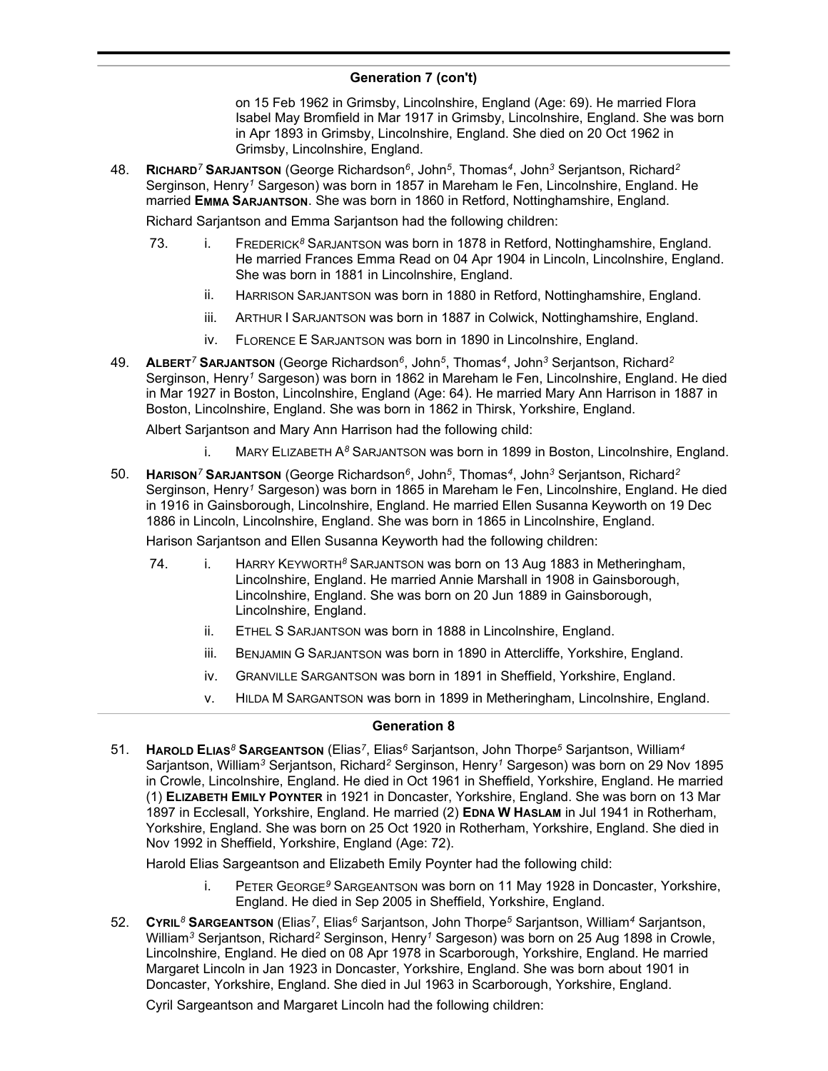## Generation 7 (con't)

on 15 Feb 1962 in Grimsby, Lincolnshire, England (Age: 69). He married Flora Isabel May Bromfield in Mar 1917 in Grimsby, Lincolnshire, England. She was born in Apr 1893 in Grimsby, Lincolnshire, England. She died on 20 Oct 1962 in Grimsby, Lincolnshire, England.

48. **Richard**[7] **Sarjantson** (George Richardson[6], John[5], Thomas[4], John[3] Serjantson, Richard[2] Serginson, Henry[1] Sargeson) was born in 1857 in Mareham le Fen, Lincolnshire, England. He married **Emma Sarjantson**. She was born in 1860 in Retford, Nottinghamshire, England.

Richard Sarjantson and Emma Sarjantson had the following children:

- 73. i. Frederick[8] Sarjantson was born in 1878 in Retford, Nottinghamshire, England. He married Frances Emma Read on 04 Apr 1904 in Lincoln, Lincolnshire, England. She was born in 1881 in Lincolnshire, England.
- ii. Harrison Sarjantson was born in 1880 in Retford, Nottinghamshire, England.
- iii. Arthur I Sarjantson was born in 1887 in Colwick, Nottinghamshire, England.
- iv. Florence E Sarjantson was born in 1890 in Lincolnshire, England.

49. **Albert**[7] **Sarjantson** (George Richardson[6], John[5], Thomas[4], John[3] Serjantson, Richard[2] Serginson, Henry[1] Sargeson) was born in 1862 in Mareham le Fen, Lincolnshire, England. He died in Mar 1927 in Boston, Lincolnshire, England (Age: 64). He married Mary Ann Harrison in 1887 in Boston, Lincolnshire, England. She was born in 1862 in Thirsk, Yorkshire, England.

Albert Sarjantson and Mary Ann Harrison had the following child:

- i. Mary Elizabeth A[8] Sarjantson was born in 1899 in Boston, Lincolnshire, England.

50. **Harison**[7] **Sarjantson** (George Richardson[6], John[5], Thomas[4], John[3] Serjantson, Richard[2] Serginson, Henry[1] Sargeson) was born in 1865 in Mareham le Fen, Lincolnshire, England. He died in 1916 in Gainsborough, Lincolnshire, England. He married Ellen Susanna Keyworth on 19 Dec 1886 in Lincoln, Lincolnshire, England. She was born in 1865 in Lincolnshire, England.

Harison Sarjantson and Ellen Susanna Keyworth had the following children:

- 74. i. Harry Keyworth[8] Sarjantson was born on 13 Aug 1883 in Metheringham, Lincolnshire, England. He married Annie Marshall in 1908 in Gainsborough, Lincolnshire, England. She was born on 20 Jun 1889 in Gainsborough, Lincolnshire, England.
- ii. Ethel S Sarjantson was born in 1888 in Lincolnshire, England.
- iii. Benjamin G Sarjantson was born in 1890 in Attercliffe, Yorkshire, England.
- iv. Granville Sargantson was born in 1891 in Sheffield, Yorkshire, England.
- v. Hilda M Sargantson was born in 1899 in Metheringham, Lincolnshire, England.

## Generation 8

51. **Harold Elias**[8] **Sargeantson** (Elias[7], Elias[6] Sarjantson, John Thorpe[5] Sarjantson, William[4] Sarjantson, William[3] Serjantson, Richard[2] Serginson, Henry[1] Sargeson) was born on 29 Nov 1895 in Crowle, Lincolnshire, England. He died in Oct 1961 in Sheffield, Yorkshire, England. He married (1) **Elizabeth Emily Poynter** in 1921 in Doncaster, Yorkshire, England. She was born on 13 Mar 1897 in Ecclesall, Yorkshire, England. He married (2) **Edna W Haslam** in Jul 1941 in Rotherham, Yorkshire, England. She was born on 25 Oct 1920 in Rotherham, Yorkshire, England. She died in Nov 1992 in Sheffield, Yorkshire, England (Age: 72).

Harold Elias Sargeantson and Elizabeth Emily Poynter had the following child:

- i. Peter George[9] Sargeantson was born on 11 May 1928 in Doncaster, Yorkshire, England. He died in Sep 2005 in Sheffield, Yorkshire, England.

52. **Cyril**[8] **Sargeantson** (Elias[7], Elias[6] Sarjantson, John Thorpe[5] Sarjantson, William[4] Sarjantson, William[3] Serjantson, Richard[2] Serginson, Henry[1] Sargeson) was born on 25 Aug 1898 in Crowle, Lincolnshire, England. He died on 08 Apr 1978 in Scarborough, Yorkshire, England. He married Margaret Lincoln in Jan 1923 in Doncaster, Yorkshire, England. She was born about 1901 in Doncaster, Yorkshire, England. She died in Jul 1963 in Scarborough, Yorkshire, England.

Cyril Sargeantson and Margaret Lincoln had the following children: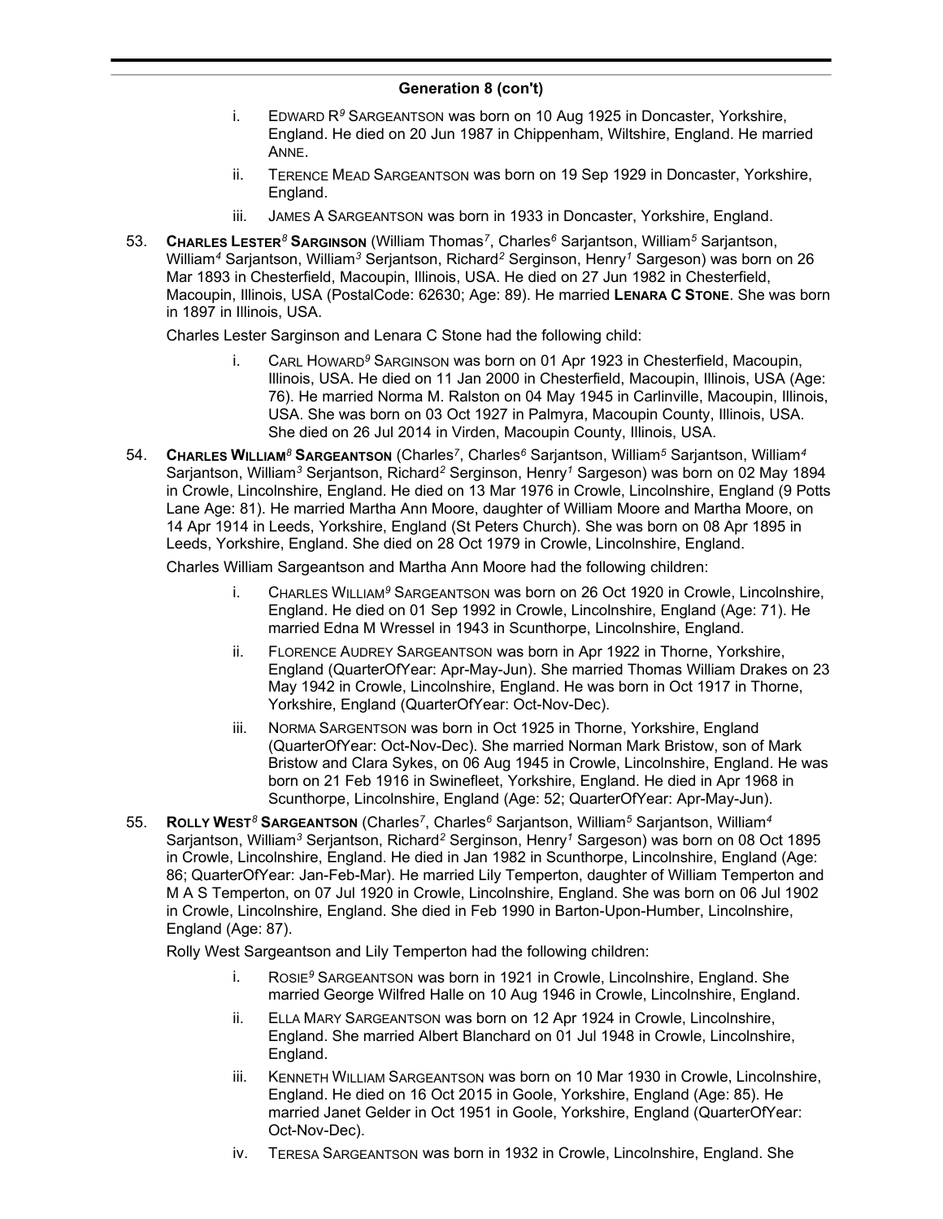## Generation 8 (con't)

- i. EDWARD R[9] SARGEANTSON was born on 10 Aug 1925 in Doncaster, Yorkshire, England. He died on 20 Jun 1987 in Chippenham, Wiltshire, England. He married ANNE.
- ii. TERENCE MEAD SARGEANTSON was born on 19 Sep 1929 in Doncaster, Yorkshire, England.
- iii. JAMES A SARGEANTSON was born in 1933 in Doncaster, Yorkshire, England.

53. **CHARLES LESTER[8] SARGINSON** (William Thomas[7], Charles[6] Sarjantson, William[5] Sarjantson, William[4] Sarjantson, William[3] Serjantson, Richard[2] Serginson, Henry[1] Sargeson) was born on 26 Mar 1893 in Chesterfield, Macoupin, Illinois, USA. He died on 27 Jun 1982 in Chesterfield, Macoupin, Illinois, USA (PostalCode: 62630; Age: 89). He married **LENARA C STONE**. She was born in 1897 in Illinois, USA.

Charles Lester Sarginson and Lenara C Stone had the following child:

- i. CARL HOWARD[9] SARGINSON was born on 01 Apr 1923 in Chesterfield, Macoupin, Illinois, USA. He died on 11 Jan 2000 in Chesterfield, Macoupin, Illinois, USA (Age: 76). He married Norma M. Ralston on 04 May 1945 in Carlinville, Macoupin, Illinois, USA. She was born on 03 Oct 1927 in Palmyra, Macoupin County, Illinois, USA. She died on 26 Jul 2014 in Virden, Macoupin County, Illinois, USA.

54. **CHARLES WILLIAM[8] SARGEANTSON** (Charles[7], Charles[6] Sarjantson, William[5] Sarjantson, William[4] Sarjantson, William[3] Serjantson, Richard[2] Serginson, Henry[1] Sargeson) was born on 02 May 1894 in Crowle, Lincolnshire, England. He died on 13 Mar 1976 in Crowle, Lincolnshire, England (9 Potts Lane Age: 81). He married Martha Ann Moore, daughter of William Moore and Martha Moore, on 14 Apr 1914 in Leeds, Yorkshire, England (St Peters Church). She was born on 08 Apr 1895 in Leeds, Yorkshire, England. She died on 28 Oct 1979 in Crowle, Lincolnshire, England.

Charles William Sargeantson and Martha Ann Moore had the following children:

- i. CHARLES WILLIAM[9] SARGEANTSON was born on 26 Oct 1920 in Crowle, Lincolnshire, England. He died on 01 Sep 1992 in Crowle, Lincolnshire, England (Age: 71). He married Edna M Wressel in 1943 in Scunthorpe, Lincolnshire, England.
- ii. FLORENCE AUDREY SARGEANTSON was born in Apr 1922 in Thorne, Yorkshire, England (QuarterOfYear: Apr-May-Jun). She married Thomas William Drakes on 23 May 1942 in Crowle, Lincolnshire, England. He was born in Oct 1917 in Thorne, Yorkshire, England (QuarterOfYear: Oct-Nov-Dec).
- iii. NORMA SARGENTSON was born in Oct 1925 in Thorne, Yorkshire, England (QuarterOfYear: Oct-Nov-Dec). She married Norman Mark Bristow, son of Mark Bristow and Clara Sykes, on 06 Aug 1945 in Crowle, Lincolnshire, England. He was born on 21 Feb 1916 in Swinefleet, Yorkshire, England. He died in Apr 1968 in Scunthorpe, Lincolnshire, England (Age: 52; QuarterOfYear: Apr-May-Jun).

55. **ROLLY WEST[8] SARGEANTSON** (Charles[7], Charles[6] Sarjantson, William[5] Sarjantson, William[4] Sarjantson, William[3] Serjantson, Richard[2] Serginson, Henry[1] Sargeson) was born on 08 Oct 1895 in Crowle, Lincolnshire, England. He died in Jan 1982 in Scunthorpe, Lincolnshire, England (Age: 86; QuarterOfYear: Jan-Feb-Mar). He married Lily Temperton, daughter of William Temperton and M A S Temperton, on 07 Jul 1920 in Crowle, Lincolnshire, England. She was born on 06 Jul 1902 in Crowle, Lincolnshire, England. She died in Feb 1990 in Barton-Upon-Humber, Lincolnshire, England (Age: 87).

Rolly West Sargeantson and Lily Temperton had the following children:

- i. ROSIE[9] SARGEANTSON was born in 1921 in Crowle, Lincolnshire, England. She married George Wilfred Halle on 10 Aug 1946 in Crowle, Lincolnshire, England.
- ii. ELLA MARY SARGEANTSON was born on 12 Apr 1924 in Crowle, Lincolnshire, England. She married Albert Blanchard on 01 Jul 1948 in Crowle, Lincolnshire, England.
- iii. KENNETH WILLIAM SARGEANTSON was born on 10 Mar 1930 in Crowle, Lincolnshire, England. He died on 16 Oct 2015 in Goole, Yorkshire, England (Age: 85). He married Janet Gelder in Oct 1951 in Goole, Yorkshire, England (QuarterOfYear: Oct-Nov-Dec).
- iv. TERESA SARGEANTSON was born in 1932 in Crowle, Lincolnshire, England. She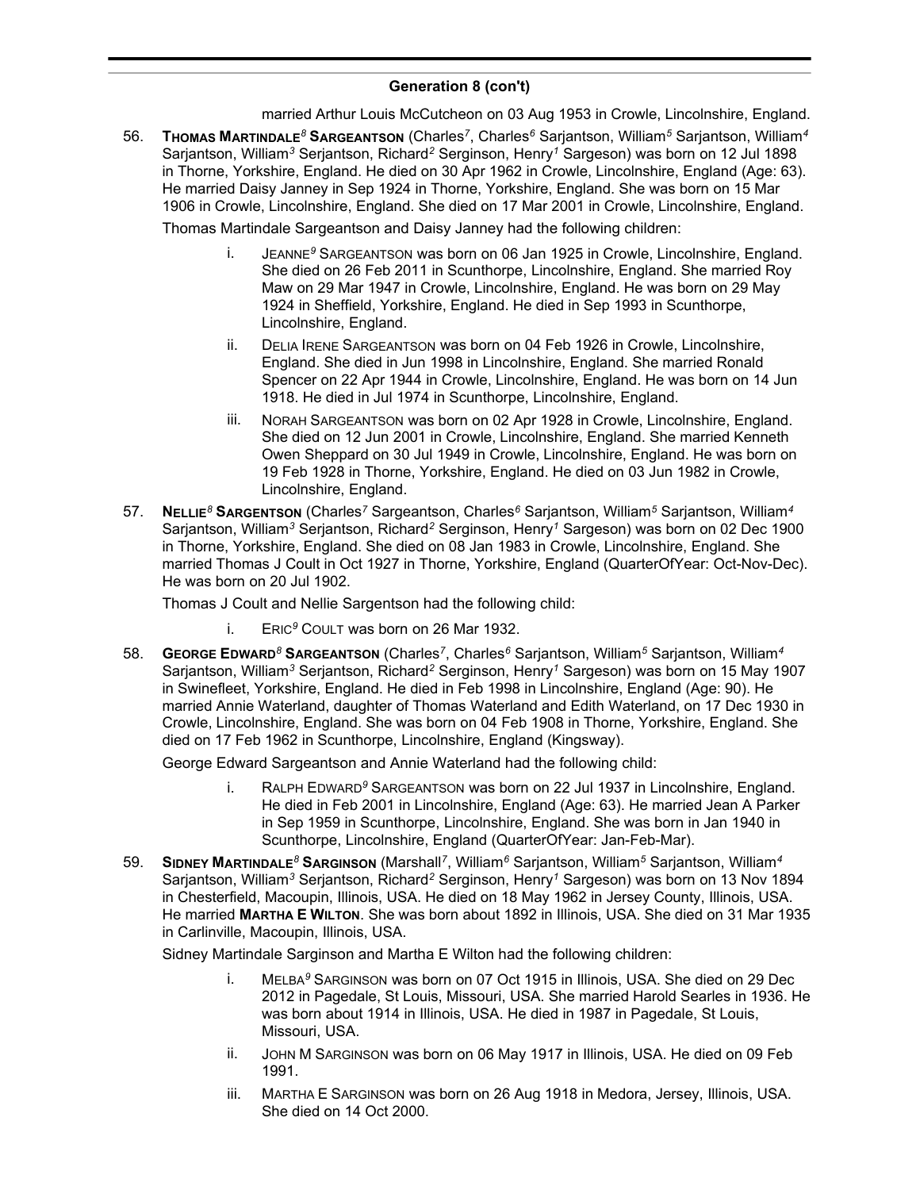## Generation 8 (con't)

married Arthur Louis McCutcheon on 03 Aug 1953 in Crowle, Lincolnshire, England.

56. **THOMAS MARTINDALE[8] SARGEANTSON** (Charles[7], Charles[6] Sarjantson, William[5] Sarjantson, William[4] Sarjantson, William[3] Serjantson, Richard[2] Serginson, Henry[1] Sargeson) was born on 12 Jul 1898 in Thorne, Yorkshire, England. He died on 30 Apr 1962 in Crowle, Lincolnshire, England (Age: 63). He married Daisy Janney in Sep 1924 in Thorne, Yorkshire, England. She was born on 15 Mar 1906 in Crowle, Lincolnshire, England. She died on 17 Mar 2001 in Crowle, Lincolnshire, England.

   Thomas Martindale Sargeantson and Daisy Janney had the following children:

   i. JEANNE[9] SARGEANTSON was born on 06 Jan 1925 in Crowle, Lincolnshire, England. She died on 26 Feb 2011 in Scunthorpe, Lincolnshire, England. She married Roy Maw on 29 Mar 1947 in Crowle, Lincolnshire, England. He was born on 29 May 1924 in Sheffield, Yorkshire, England. He died in Sep 1993 in Scunthorpe, Lincolnshire, England.

   ii. DELIA IRENE SARGEANTSON was born on 04 Feb 1926 in Crowle, Lincolnshire, England. She died in Jun 1998 in Lincolnshire, England. She married Ronald Spencer on 22 Apr 1944 in Crowle, Lincolnshire, England. He was born on 14 Jun 1918. He died in Jul 1974 in Scunthorpe, Lincolnshire, England.

   iii. NORAH SARGEANTSON was born on 02 Apr 1928 in Crowle, Lincolnshire, England. She died on 12 Jun 2001 in Crowle, Lincolnshire, England. She married Kenneth Owen Sheppard on 30 Jul 1949 in Crowle, Lincolnshire, England. He was born on 19 Feb 1928 in Thorne, Yorkshire, England. He died on 03 Jun 1982 in Crowle, Lincolnshire, England.

57. **NELLIE[8] SARGENTSON** (Charles[7] Sargeantson, Charles[6] Sarjantson, William[5] Sarjantson, William[4] Sarjantson, William[3] Serjantson, Richard[2] Serginson, Henry[1] Sargeson) was born on 02 Dec 1900 in Thorne, Yorkshire, England. She died on 08 Jan 1983 in Crowle, Lincolnshire, England. She married Thomas J Coult in Oct 1927 in Thorne, Yorkshire, England (QuarterOfYear: Oct-Nov-Dec). He was born on 20 Jul 1902.

   Thomas J Coult and Nellie Sargentson had the following child:

   i. ERIC[9] COULT was born on 26 Mar 1932.

58. **GEORGE EDWARD[8] SARGEANTSON** (Charles[7], Charles[6] Sarjantson, William[5] Sarjantson, William[4] Sarjantson, William[3] Serjantson, Richard[2] Serginson, Henry[1] Sargeson) was born on 15 May 1907 in Swinefleet, Yorkshire, England. He died in Feb 1998 in Lincolnshire, England (Age: 90). He married Annie Waterland, daughter of Thomas Waterland and Edith Waterland, on 17 Dec 1930 in Crowle, Lincolnshire, England. She was born on 04 Feb 1908 in Thorne, Yorkshire, England. She died on 17 Feb 1962 in Scunthorpe, Lincolnshire, England (Kingsway).

   George Edward Sargeantson and Annie Waterland had the following child:

   i. RALPH EDWARD[9] SARGEANTSON was born on 22 Jul 1937 in Lincolnshire, England. He died in Feb 2001 in Lincolnshire, England (Age: 63). He married Jean A Parker in Sep 1959 in Scunthorpe, Lincolnshire, England. She was born in Jan 1940 in Scunthorpe, Lincolnshire, England (QuarterOfYear: Jan-Feb-Mar).

59. **SIDNEY MARTINDALE[8] SARGINSON** (Marshall[7], William[6] Sarjantson, William[5] Sarjantson, William[4] Sarjantson, William[3] Serjantson, Richard[2] Serginson, Henry[1] Sargeson) was born on 13 Nov 1894 in Chesterfield, Macoupin, Illinois, USA. He died on 18 May 1962 in Jersey County, Illinois, USA. He married **MARTHA E WILTON**. She was born about 1892 in Illinois, USA. She died on 31 Mar 1935 in Carlinville, Macoupin, Illinois, USA.

   Sidney Martindale Sarginson and Martha E Wilton had the following children:

   i. MELBA[9] SARGINSON was born on 07 Oct 1915 in Illinois, USA. She died on 29 Dec 2012 in Pagedale, St Louis, Missouri, USA. She married Harold Searles in 1936. He was born about 1914 in Illinois, USA. He died in 1987 in Pagedale, St Louis, Missouri, USA.

   ii. JOHN M SARGINSON was born on 06 May 1917 in Illinois, USA. He died on 09 Feb 1991.

   iii. MARTHA E SARGINSON was born on 26 Aug 1918 in Medora, Jersey, Illinois, USA. She died on 14 Oct 2000.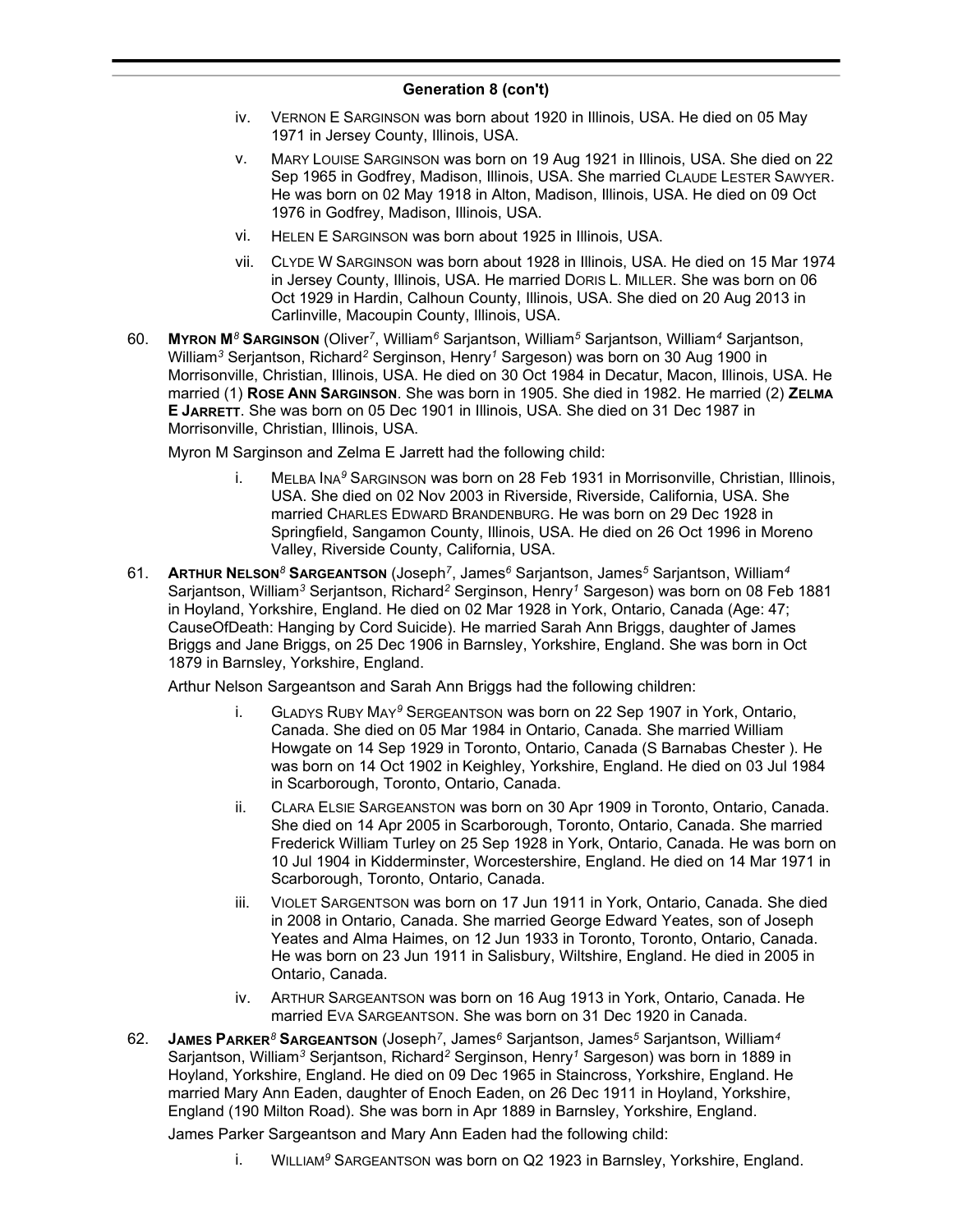## Generation 8 (con't)

- iv. VERNON E SARGINSON was born about 1920 in Illinois, USA. He died on 05 May 1971 in Jersey County, Illinois, USA.
- v. MARY LOUISE SARGINSON was born on 19 Aug 1921 in Illinois, USA. She died on 22 Sep 1965 in Godfrey, Madison, Illinois, USA. She married CLAUDE LESTER SAWYER. He was born on 02 May 1918 in Alton, Madison, Illinois, USA. He died on 09 Oct 1976 in Godfrey, Madison, Illinois, USA.
- vi. HELEN E SARGINSON was born about 1925 in Illinois, USA.
- vii. CLYDE W SARGINSON was born about 1928 in Illinois, USA. He died on 15 Mar 1974 in Jersey County, Illinois, USA. He married DORIS L. MILLER. She was born on 06 Oct 1929 in Hardin, Calhoun County, Illinois, USA. She died on 20 Aug 2013 in Carlinville, Macoupin County, Illinois, USA.

60. **MYRON M[8] SARGINSON** (Oliver[7], William[6] Sarjantson, William[5] Sarjantson, William[4] Sarjantson, William[3] Serjantson, Richard[2] Serginson, Henry[1] Sargeson) was born on 30 Aug 1900 in Morrisonville, Christian, Illinois, USA. He died on 30 Oct 1984 in Decatur, Macon, Illinois, USA. He married (1) **ROSE ANN SARGINSON**. She was born in 1905. She died in 1982. He married (2) **ZELMA E JARRETT**. She was born on 05 Dec 1901 in Illinois, USA. She died on 31 Dec 1987 in Morrisonville, Christian, Illinois, USA.

Myron M Sarginson and Zelma E Jarrett had the following child:

- i. MELBA INA[9] SARGINSON was born on 28 Feb 1931 in Morrisonville, Christian, Illinois, USA. She died on 02 Nov 2003 in Riverside, Riverside, California, USA. She married CHARLES EDWARD BRANDENBURG. He was born on 29 Dec 1928 in Springfield, Sangamon County, Illinois, USA. He died on 26 Oct 1996 in Moreno Valley, Riverside County, California, USA.

61. **ARTHUR NELSON[8] SARGEANTSON** (Joseph[7], James[6] Sarjantson, James[5] Sarjantson, William[4] Sarjantson, William[3] Serjantson, Richard[2] Serginson, Henry[1] Sargeson) was born on 08 Feb 1881 in Hoyland, Yorkshire, England. He died on 02 Mar 1928 in York, Ontario, Canada (Age: 47; CauseOfDeath: Hanging by Cord Suicide). He married Sarah Ann Briggs, daughter of James Briggs and Jane Briggs, on 25 Dec 1906 in Barnsley, Yorkshire, England. She was born in Oct 1879 in Barnsley, Yorkshire, England.

Arthur Nelson Sargeantson and Sarah Ann Briggs had the following children:

- i. GLADYS RUBY MAY[9] SERGEANTSON was born on 22 Sep 1907 in York, Ontario, Canada. She died on 05 Mar 1984 in Ontario, Canada. She married William Howgate on 14 Sep 1929 in Toronto, Ontario, Canada (S Barnabas Chester ). He was born on 14 Oct 1902 in Keighley, Yorkshire, England. He died on 03 Jul 1984 in Scarborough, Toronto, Ontario, Canada.
- ii. CLARA ELSIE SARGEANSTON was born on 30 Apr 1909 in Toronto, Ontario, Canada. She died on 14 Apr 2005 in Scarborough, Toronto, Ontario, Canada. She married Frederick William Turley on 25 Sep 1928 in York, Ontario, Canada. He was born on 10 Jul 1904 in Kidderminster, Worcestershire, England. He died on 14 Mar 1971 in Scarborough, Toronto, Ontario, Canada.
- iii. VIOLET SARGENTSON was born on 17 Jun 1911 in York, Ontario, Canada. She died in 2008 in Ontario, Canada. She married George Edward Yeates, son of Joseph Yeates and Alma Haimes, on 12 Jun 1933 in Toronto, Toronto, Ontario, Canada. He was born on 23 Jun 1911 in Salisbury, Wiltshire, England. He died in 2005 in Ontario, Canada.
- iv. ARTHUR SARGEANTSON was born on 16 Aug 1913 in York, Ontario, Canada. He married EVA SARGEANTSON. She was born on 31 Dec 1920 in Canada.

62. **JAMES PARKER[8] SARGEANTSON** (Joseph[7], James[6] Sarjantson, James[5] Sarjantson, William[4] Sarjantson, William[3] Serjantson, Richard[2] Serginson, Henry[1] Sargeson) was born in 1889 in Hoyland, Yorkshire, England. He died on 09 Dec 1965 in Staincross, Yorkshire, England. He married Mary Ann Eaden, daughter of Enoch Eaden, on 26 Dec 1911 in Hoyland, Yorkshire, England (190 Milton Road). She was born in Apr 1889 in Barnsley, Yorkshire, England.

James Parker Sargeantson and Mary Ann Eaden had the following child:

- i. WILLIAM[9] SARGEANTSON was born on Q2 1923 in Barnsley, Yorkshire, England.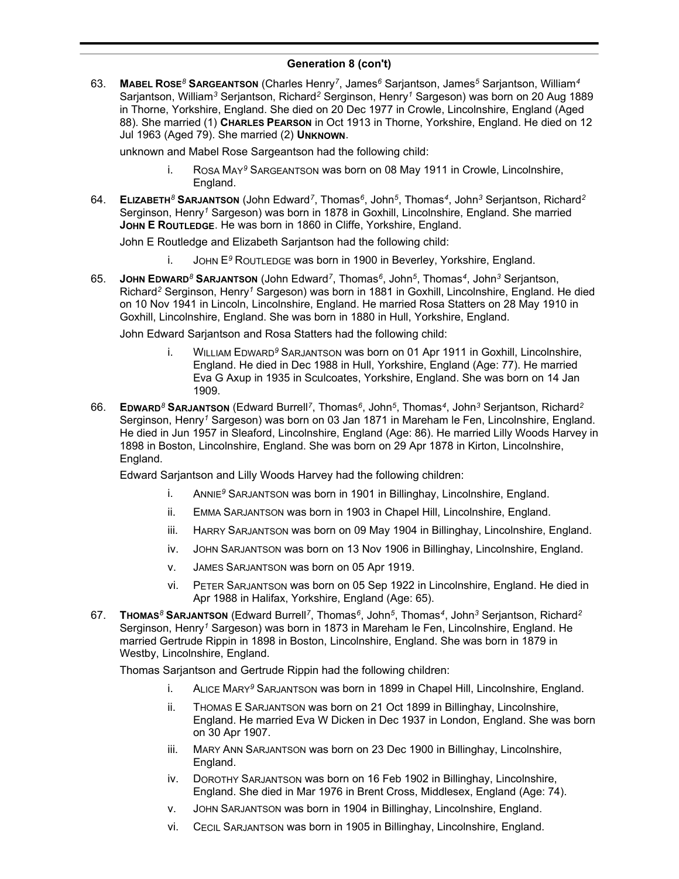## Generation 8 (con't)

63. **MABEL ROSE**$^{8}$ **SARGEANTSON** (Charles Henry$^{7}$, James$^{6}$ Sarjantson, James$^{5}$ Sarjantson, William$^{4}$ Sarjantson, William$^{3}$ Serjantson, Richard$^{2}$ Serginson, Henry$^{1}$ Sargeson) was born on 20 Aug 1889 in Thorne, Yorkshire, England. She died on 20 Dec 1977 in Crowle, Lincolnshire, England (Aged 88). She married (1) **CHARLES PEARSON** in Oct 1913 in Thorne, Yorkshire, England. He died on 12 Jul 1963 (Aged 79). She married (2) **UNKNOWN**.

    unknown and Mabel Rose Sargeantson had the following child:

    i. ROSA MAY$^{9}$ SARGEANTSON was born on 08 May 1911 in Crowle, Lincolnshire, England.

64. **ELIZABETH**$^{8}$ **SARJANTSON** (John Edward$^{7}$, Thomas$^{6}$, John$^{5}$, Thomas$^{4}$, John$^{3}$ Serjantson, Richard$^{2}$ Serginson, Henry$^{1}$ Sargeson) was born in 1878 in Goxhill, Lincolnshire, England. She married **JOHN E ROUTLEDGE**. He was born in 1860 in Cliffe, Yorkshire, England.

    John E Routledge and Elizabeth Sarjantson had the following child:

    i. JOHN E$^{9}$ ROUTLEDGE was born in 1900 in Beverley, Yorkshire, England.

65. **JOHN EDWARD**$^{8}$ **SARJANTSON** (John Edward$^{7}$, Thomas$^{6}$, John$^{5}$, Thomas$^{4}$, John$^{3}$ Serjantson, Richard$^{2}$ Serginson, Henry$^{1}$ Sargeson) was born in 1881 in Goxhill, Lincolnshire, England. He died on 10 Nov 1941 in Lincoln, Lincolnshire, England. He married Rosa Statters on 28 May 1910 in Goxhill, Lincolnshire, England. She was born in 1880 in Hull, Yorkshire, England.

    John Edward Sarjantson and Rosa Statters had the following child:

    i. WILLIAM EDWARD$^{9}$ SARJANTSON was born on 01 Apr 1911 in Goxhill, Lincolnshire, England. He died in Dec 1988 in Hull, Yorkshire, England (Age: 77). He married Eva G Axup in 1935 in Sculcoates, Yorkshire, England. She was born on 14 Jan 1909.

66. **EDWARD**$^{8}$ **SARJANTSON** (Edward Burrell$^{7}$, Thomas$^{6}$, John$^{5}$, Thomas$^{4}$, John$^{3}$ Serjantson, Richard$^{2}$ Serginson, Henry$^{1}$ Sargeson) was born on 03 Jan 1871 in Mareham le Fen, Lincolnshire, England. He died in Jun 1957 in Sleaford, Lincolnshire, England (Age: 86). He married Lilly Woods Harvey in 1898 in Boston, Lincolnshire, England. She was born on 29 Apr 1878 in Kirton, Lincolnshire, England.

    Edward Sarjantson and Lilly Woods Harvey had the following children:

    i. ANNIE$^{9}$ SARJANTSON was born in 1901 in Billinghay, Lincolnshire, England.
    ii. EMMA SARJANTSON was born in 1903 in Chapel Hill, Lincolnshire, England.
    iii. HARRY SARJANTSON was born on 09 May 1904 in Billinghay, Lincolnshire, England.
    iv. JOHN SARJANTSON was born on 13 Nov 1906 in Billinghay, Lincolnshire, England.
    v. JAMES SARJANTSON was born on 05 Apr 1919.
    vi. PETER SARJANTSON was born on 05 Sep 1922 in Lincolnshire, England. He died in Apr 1988 in Halifax, Yorkshire, England (Age: 65).

67. **THOMAS**$^{8}$ **SARJANTSON** (Edward Burrell$^{7}$, Thomas$^{6}$, John$^{5}$, Thomas$^{4}$, John$^{3}$ Serjantson, Richard$^{2}$ Serginson, Henry$^{1}$ Sargeson) was born in 1873 in Mareham le Fen, Lincolnshire, England. He married Gertrude Rippin in 1898 in Boston, Lincolnshire, England. She was born in 1879 in Westby, Lincolnshire, England.

    Thomas Sarjantson and Gertrude Rippin had the following children:

    i. ALICE MARY$^{9}$ SARJANTSON was born in 1899 in Chapel Hill, Lincolnshire, England.
    ii. THOMAS E SARJANTSON was born on 21 Oct 1899 in Billinghay, Lincolnshire, England. He married Eva W Dicken in Dec 1937 in London, England. She was born on 30 Apr 1907.
    iii. MARY ANN SARJANTSON was born on 23 Dec 1900 in Billinghay, Lincolnshire, England.
    iv. DOROTHY SARJANTSON was born on 16 Feb 1902 in Billinghay, Lincolnshire, England. She died in Mar 1976 in Brent Cross, Middlesex, England (Age: 74).
    v. JOHN SARJANTSON was born in 1904 in Billinghay, Lincolnshire, England.
    vi. CECIL SARJANTSON was born in 1905 in Billinghay, Lincolnshire, England.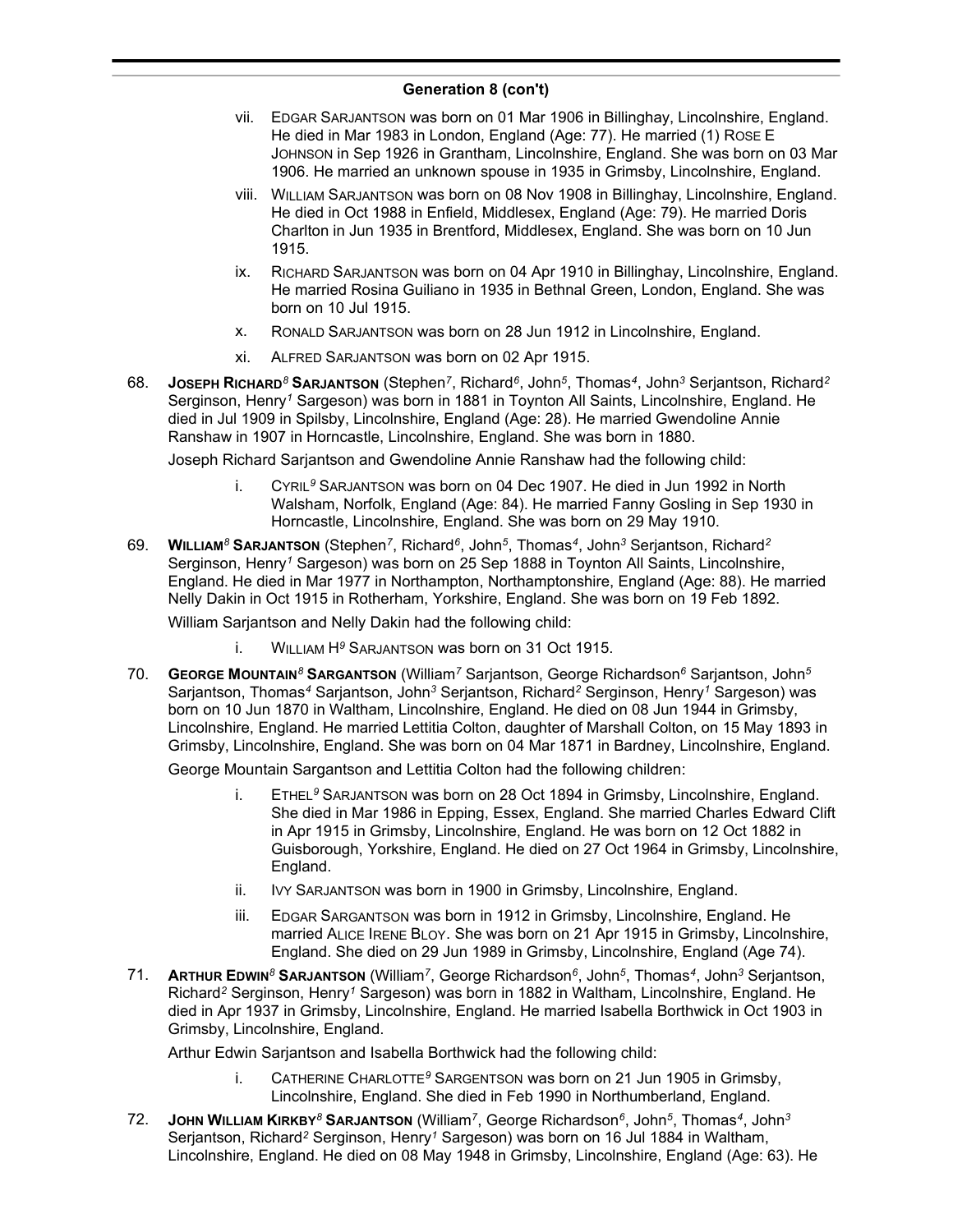## Generation 8 (con't)

vii. EDGAR SARJANTSON was born on 01 Mar 1906 in Billinghay, Lincolnshire, England. He died in Mar 1983 in London, England (Age: 77). He married (1) ROSE E JOHNSON in Sep 1926 in Grantham, Lincolnshire, England. She was born on 03 Mar 1906. He married an unknown spouse in 1935 in Grimsby, Lincolnshire, England.

viii. WILLIAM SARJANTSON was born on 08 Nov 1908 in Billinghay, Lincolnshire, England. He died in Oct 1988 in Enfield, Middlesex, England (Age: 79). He married Doris Charlton in Jun 1935 in Brentford, Middlesex, England. She was born on 10 Jun 1915.

ix. RICHARD SARJANTSON was born on 04 Apr 1910 in Billinghay, Lincolnshire, England. He married Rosina Guiliano in 1935 in Bethnal Green, London, England. She was born on 10 Jul 1915.

x. RONALD SARJANTSON was born on 28 Jun 1912 in Lincolnshire, England.

xi. ALFRED SARJANTSON was born on 02 Apr 1915.

68. **JOSEPH RICHARD[8] SARJANTSON** (Stephen[7], Richard[6], John[5], Thomas[4], John[3] Serjantson, Richard[2] Serginson, Henry[1] Sargeson) was born in 1881 in Toynton All Saints, Lincolnshire, England. He died in Jul 1909 in Spilsby, Lincolnshire, England (Age: 28). He married Gwendoline Annie Ranshaw in 1907 in Horncastle, Lincolnshire, England. She was born in 1880.

Joseph Richard Sarjantson and Gwendoline Annie Ranshaw had the following child:

i. CYRIL[9] SARJANTSON was born on 04 Dec 1907. He died in Jun 1992 in North Walsham, Norfolk, England (Age: 84). He married Fanny Gosling in Sep 1930 in Horncastle, Lincolnshire, England. She was born on 29 May 1910.

69. **WILLIAM[8] SARJANTSON** (Stephen[7], Richard[6], John[5], Thomas[4], John[3] Serjantson, Richard[2] Serginson, Henry[1] Sargeson) was born on 25 Sep 1888 in Toynton All Saints, Lincolnshire, England. He died in Mar 1977 in Northampton, Northamptonshire, England (Age: 88). He married Nelly Dakin in Oct 1915 in Rotherham, Yorkshire, England. She was born on 19 Feb 1892.

William Sarjantson and Nelly Dakin had the following child:

i. WILLIAM H[9] SARJANTSON was born on 31 Oct 1915.

70. **GEORGE MOUNTAIN[8] SARGANTSON** (William[7] Sarjantson, George Richardson[6] Sarjantson, John[5] Sarjantson, Thomas[4] Sarjantson, John[3] Serjantson, Richard[2] Serginson, Henry[1] Sargeson) was born on 10 Jun 1870 in Waltham, Lincolnshire, England. He died on 08 Jun 1944 in Grimsby, Lincolnshire, England. He married Lettitia Colton, daughter of Marshall Colton, on 15 May 1893 in Grimsby, Lincolnshire, England. She was born on 04 Mar 1871 in Bardney, Lincolnshire, England.

George Mountain Sargantson and Lettitia Colton had the following children:

i. ETHEL[9] SARJANTSON was born on 28 Oct 1894 in Grimsby, Lincolnshire, England. She died in Mar 1986 in Epping, Essex, England. She married Charles Edward Clift in Apr 1915 in Grimsby, Lincolnshire, England. He was born on 12 Oct 1882 in Guisborough, Yorkshire, England. He died on 27 Oct 1964 in Grimsby, Lincolnshire, England.

ii. IVY SARJANTSON was born in 1900 in Grimsby, Lincolnshire, England.

iii. EDGAR SARGANTSON was born in 1912 in Grimsby, Lincolnshire, England. He married ALICE IRENE BLOY. She was born on 21 Apr 1915 in Grimsby, Lincolnshire, England. She died on 29 Jun 1989 in Grimsby, Lincolnshire, England (Age 74).

71. **ARTHUR EDWIN[8] SARJANTSON** (William[7], George Richardson[6], John[5], Thomas[4], John[3] Serjantson, Richard[2] Serginson, Henry[1] Sargeson) was born in 1882 in Waltham, Lincolnshire, England. He died in Apr 1937 in Grimsby, Lincolnshire, England. He married Isabella Borthwick in Oct 1903 in Grimsby, Lincolnshire, England.

Arthur Edwin Sarjantson and Isabella Borthwick had the following child:

i. CATHERINE CHARLOTTE[9] SARGENTSON was born on 21 Jun 1905 in Grimsby, Lincolnshire, England. She died in Feb 1990 in Northumberland, England.

72. **JOHN WILLIAM KIRKBY[8] SARJANTSON** (William[7], George Richardson[6], John[5], Thomas[4], John[3] Serjantson, Richard[2] Serginson, Henry[1] Sargeson) was born on 16 Jul 1884 in Waltham, Lincolnshire, England. He died on 08 May 1948 in Grimsby, Lincolnshire, England (Age: 63). He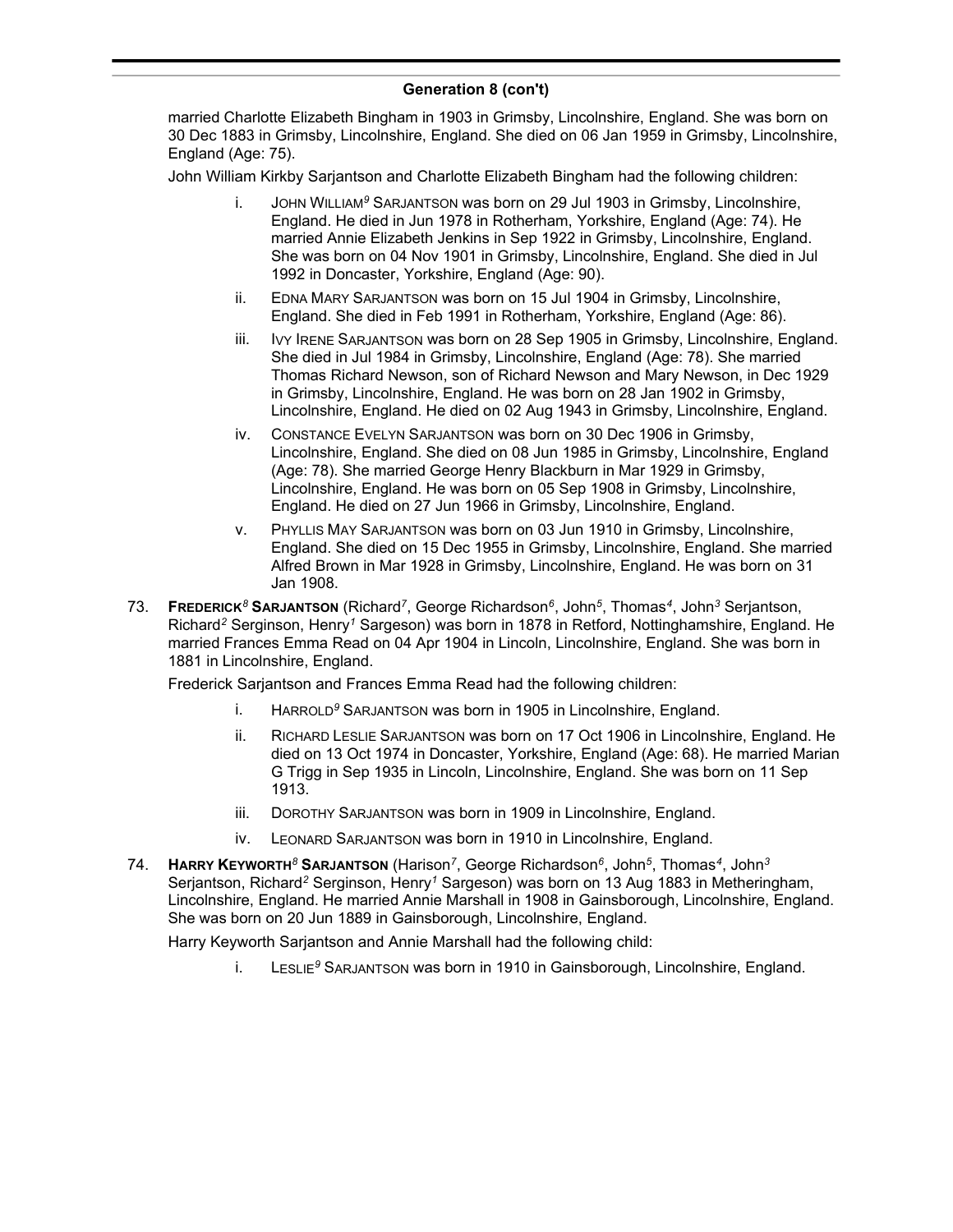## Generation 8 (con't)

married Charlotte Elizabeth Bingham in 1903 in Grimsby, Lincolnshire, England. She was born on 30 Dec 1883 in Grimsby, Lincolnshire, England. She died on 06 Jan 1959 in Grimsby, Lincolnshire, England (Age: 75).

John William Kirkby Sarjantson and Charlotte Elizabeth Bingham had the following children:

- i. JOHN WILLIAM[9] SARJANTSON was born on 29 Jul 1903 in Grimsby, Lincolnshire, England. He died in Jun 1978 in Rotherham, Yorkshire, England (Age: 74). He married Annie Elizabeth Jenkins in Sep 1922 in Grimsby, Lincolnshire, England. She was born on 04 Nov 1901 in Grimsby, Lincolnshire, England. She died in Jul 1992 in Doncaster, Yorkshire, England (Age: 90).
- ii. EDNA MARY SARJANTSON was born on 15 Jul 1904 in Grimsby, Lincolnshire, England. She died in Feb 1991 in Rotherham, Yorkshire, England (Age: 86).
- iii. IVY IRENE SARJANTSON was born on 28 Sep 1905 in Grimsby, Lincolnshire, England. She died in Jul 1984 in Grimsby, Lincolnshire, England (Age: 78). She married Thomas Richard Newson, son of Richard Newson and Mary Newson, in Dec 1929 in Grimsby, Lincolnshire, England. He was born on 28 Jan 1902 in Grimsby, Lincolnshire, England. He died on 02 Aug 1943 in Grimsby, Lincolnshire, England.
- iv. CONSTANCE EVELYN SARJANTSON was born on 30 Dec 1906 in Grimsby, Lincolnshire, England. She died on 08 Jun 1985 in Grimsby, Lincolnshire, England (Age: 78). She married George Henry Blackburn in Mar 1929 in Grimsby, Lincolnshire, England. He was born on 05 Sep 1908 in Grimsby, Lincolnshire, England. He died on 27 Jun 1966 in Grimsby, Lincolnshire, England.
- v. PHYLLIS MAY SARJANTSON was born on 03 Jun 1910 in Grimsby, Lincolnshire, England. She died on 15 Dec 1955 in Grimsby, Lincolnshire, England. She married Alfred Brown in Mar 1928 in Grimsby, Lincolnshire, England. He was born on 31 Jan 1908.

73. **FREDERICK[8] SARJANTSON** (Richard[7], George Richardson[6], John[5], Thomas[4], John[3] Serjantson, Richard[2] Serginson, Henry[1] Sargeson) was born in 1878 in Retford, Nottinghamshire, England. He married Frances Emma Read on 04 Apr 1904 in Lincoln, Lincolnshire, England. She was born in 1881 in Lincolnshire, England.

Frederick Sarjantson and Frances Emma Read had the following children:

- i. HARROLD[9] SARJANTSON was born in 1905 in Lincolnshire, England.
- ii. RICHARD LESLIE SARJANTSON was born on 17 Oct 1906 in Lincolnshire, England. He died on 13 Oct 1974 in Doncaster, Yorkshire, England (Age: 68). He married Marian G Trigg in Sep 1935 in Lincoln, Lincolnshire, England. She was born on 11 Sep 1913.
- iii. DOROTHY SARJANTSON was born in 1909 in Lincolnshire, England.
- iv. LEONARD SARJANTSON was born in 1910 in Lincolnshire, England.

74. **HARRY KEYWORTH[8] SARJANTSON** (Harison[7], George Richardson[6], John[5], Thomas[4], John[3] Serjantson, Richard[2] Serginson, Henry[1] Sargeson) was born on 13 Aug 1883 in Metheringham, Lincolnshire, England. He married Annie Marshall in 1908 in Gainsborough, Lincolnshire, England. She was born on 20 Jun 1889 in Gainsborough, Lincolnshire, England.

Harry Keyworth Sarjantson and Annie Marshall had the following child:

- i. LESLIE[9] SARJANTSON was born in 1910 in Gainsborough, Lincolnshire, England.